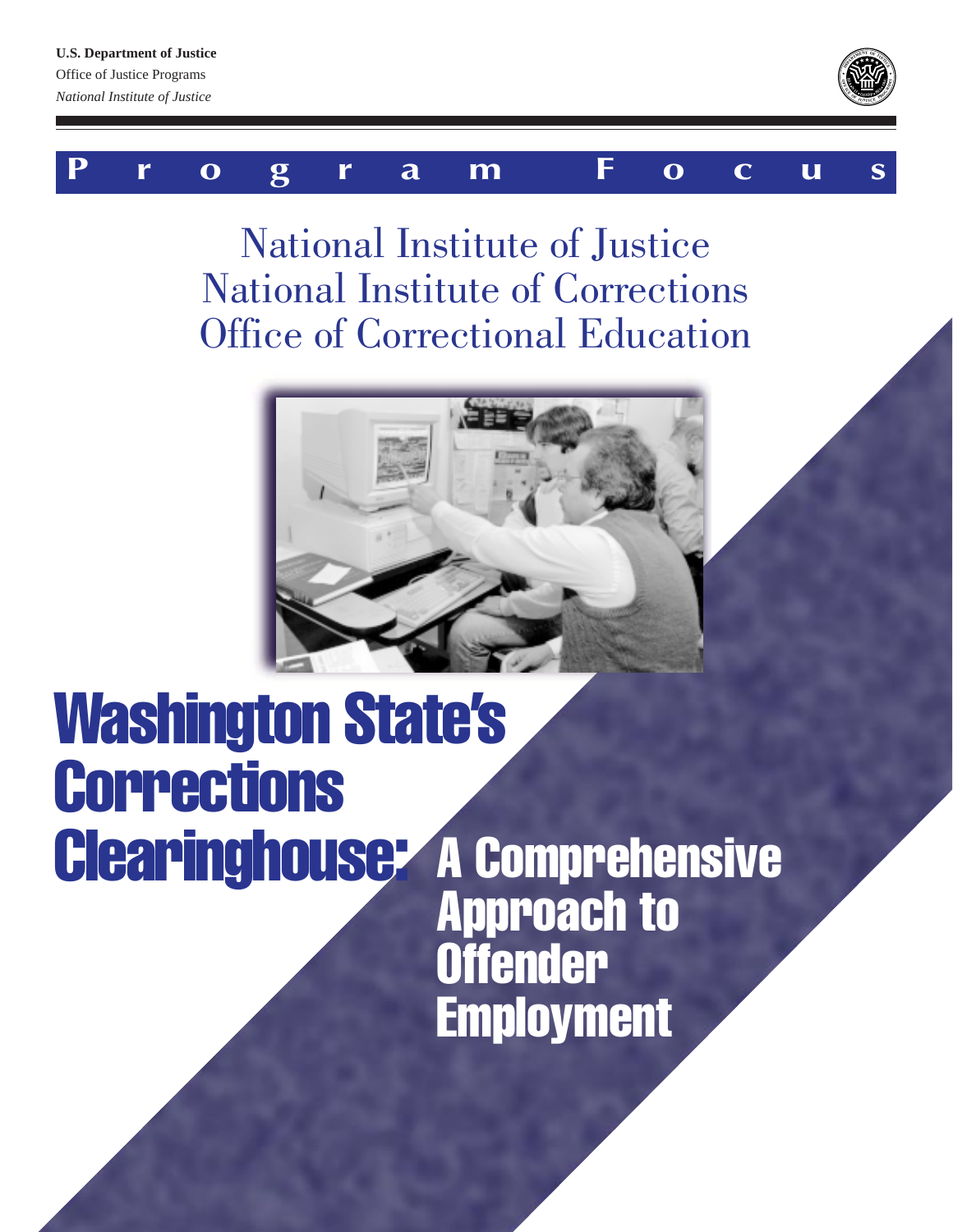**U.S. Department of Justice**
Office of Justice Programs
*National Institute of Justice*

**Program Focus**

National Institute of Justice
National Institute of Corrections
Office of Correctional Education

# Washington State's Corrections Clearinghouse: A Comprehensive Approach to Offender Employment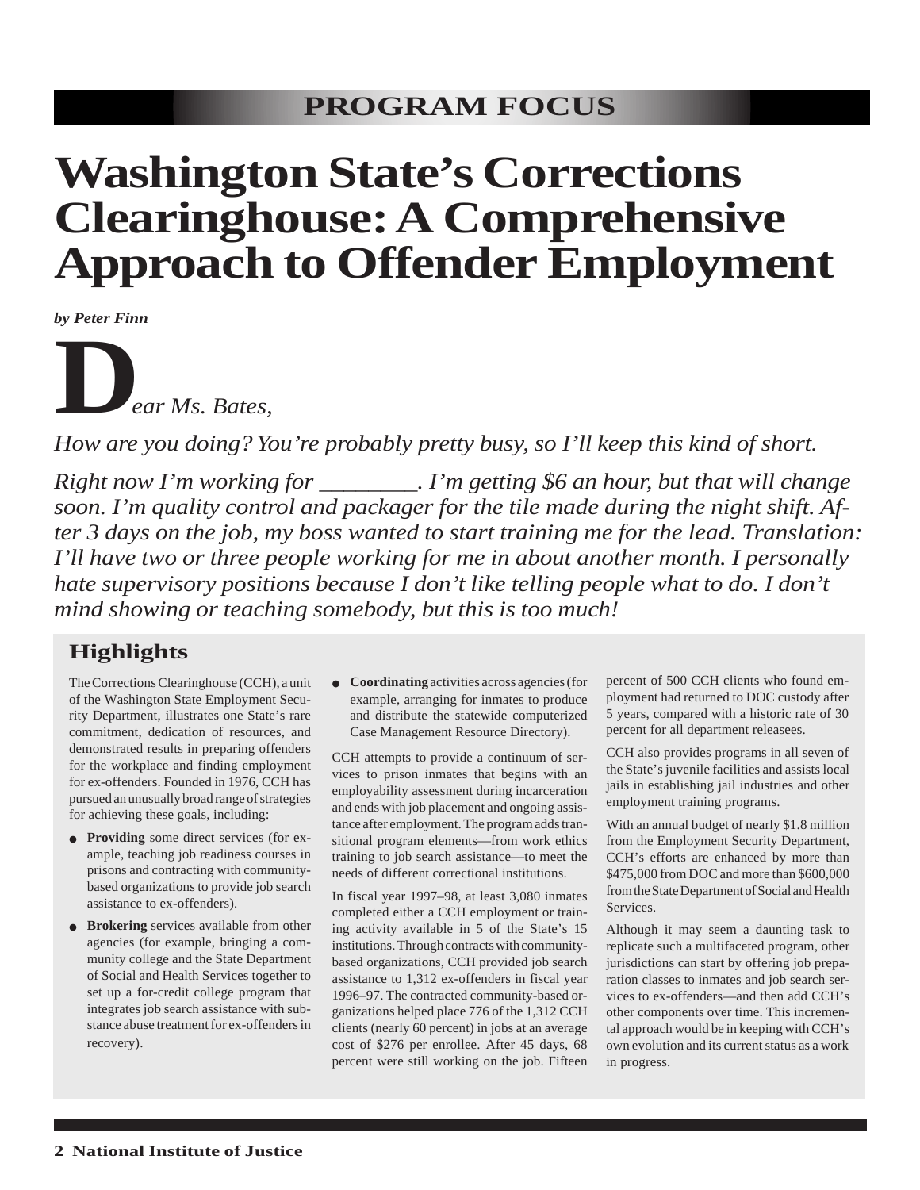**PROGRAM FOCUS**

# Washington State's Corrections Clearinghouse: A Comprehensive Approach to Offender Employment

***by Peter Finn***

*Dear Ms. Bates,*

*How are you doing? You're probably pretty busy, so I'll keep this kind of short.*

*Right now I'm working for ________. I'm getting $6 an hour, but that will change soon. I'm quality control and packager for the tile made during the night shift. After 3 days on the job, my boss wanted to start training me for the lead. Translation: I'll have two or three people working for me in about another month. I personally hate supervisory positions because I don't like telling people what to do. I don't mind showing or teaching somebody, but this is too much!*

## Highlights

The Corrections Clearinghouse (CCH), a unit of the Washington State Employment Security Department, illustrates one State's rare commitment, dedication of resources, and demonstrated results in preparing offenders for the workplace and finding employment for ex-offenders. Founded in 1976, CCH has pursued an unusually broad range of strategies for achieving these goals, including:

- **Providing** some direct services (for example, teaching job readiness courses in prisons and contracting with community-based organizations to provide job search assistance to ex-offenders).
- **Brokering** services available from other agencies (for example, bringing a community college and the State Department of Social and Health Services together to set up a for-credit college program that integrates job search assistance with substance abuse treatment for ex-offenders in recovery).
- **Coordinating** activities across agencies (for example, arranging for inmates to produce and distribute the statewide computerized Case Management Resource Directory).

CCH attempts to provide a continuum of services to prison inmates that begins with an employability assessment during incarceration and ends with job placement and ongoing assistance after employment. The program adds transitional program elements—from work ethics training to job search assistance—to meet the needs of different correctional institutions.

In fiscal year 1997–98, at least 3,080 inmates completed either a CCH employment or training activity available in 5 of the State's 15 institutions. Through contracts with community-based organizations, CCH provided job search assistance to 1,312 ex-offenders in fiscal year 1996–97. The contracted community-based organizations helped place 776 of the 1,312 CCH clients (nearly 60 percent) in jobs at an average cost of $276 per enrollee. After 45 days, 68 percent were still working on the job. Fifteen percent of 500 CCH clients who found employment had returned to DOC custody after 5 years, compared with a historic rate of 30 percent for all department releasees.

CCH also provides programs in all seven of the State's juvenile facilities and assists local jails in establishing jail industries and other employment training programs.

With an annual budget of nearly $1.8 million from the Employment Security Department, CCH's efforts are enhanced by more than $475,000 from DOC and more than $600,000 from the State Department of Social and Health Services.

Although it may seem a daunting task to replicate such a multifaceted program, other jurisdictions can start by offering job preparation classes to inmates and job search services to ex-offenders—and then add CCH's other components over time. This incremental approach would be in keeping with CCH's own evolution and its current status as a work in progress.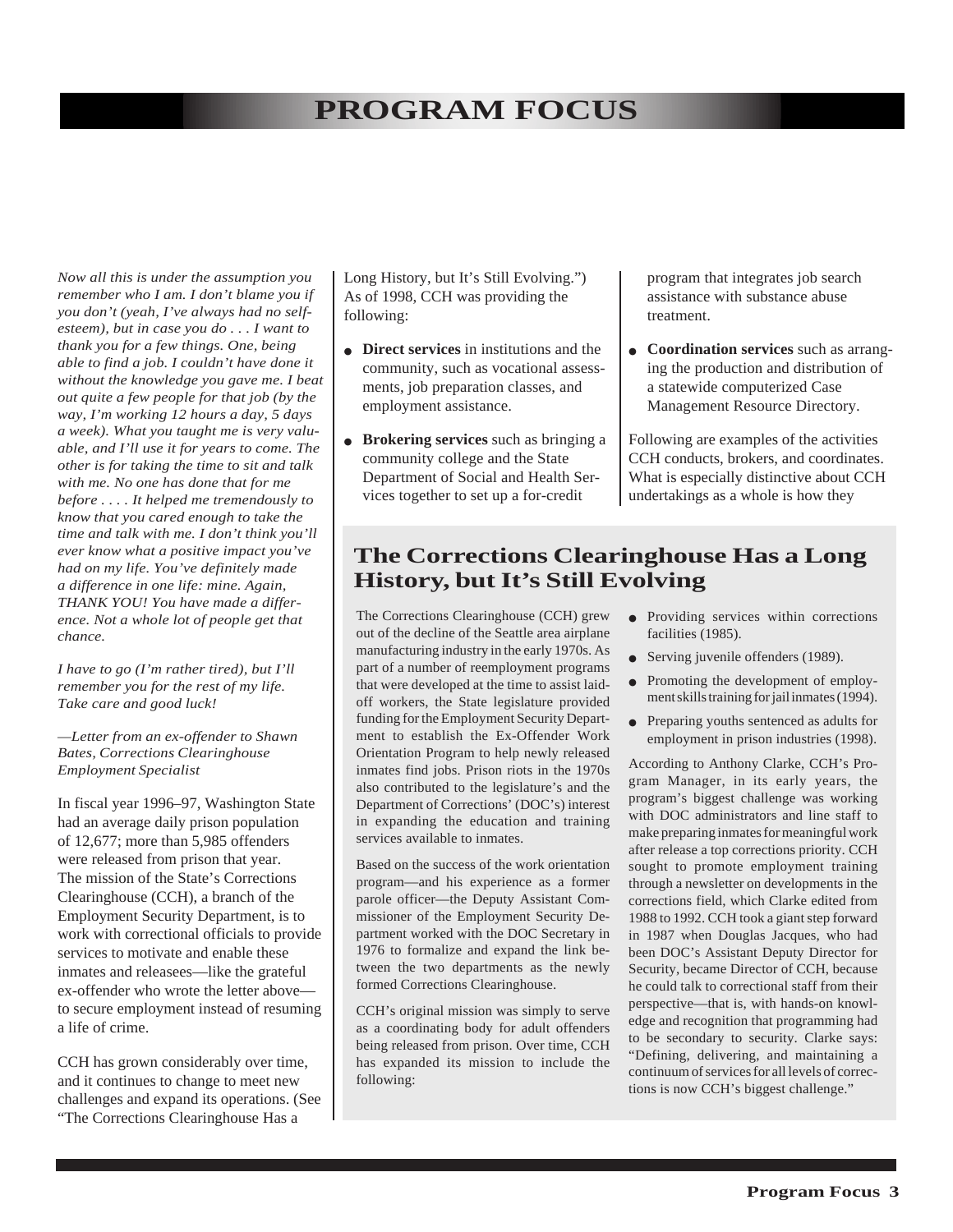# PROGRAM FOCUS

*Now all this is under the assumption you remember who I am. I don't blame you if you don't (yeah, I've always had no self-esteem), but in case you do . . . I want to thank you for a few things. One, being able to find a job. I couldn't have done it without the knowledge you gave me. I beat out quite a few people for that job (by the way, I'm working 12 hours a day, 5 days a week). What you taught me is very valuable, and I'll use it for years to come. The other is for taking the time to sit and talk with me. No one has done that for me before . . . . It helped me tremendously to know that you cared enough to take the time and talk with me. I don't think you'll ever know what a positive impact you've had on my life. You've definitely made a difference in one life: mine. Again, THANK YOU! You have made a difference. Not a whole lot of people get that chance.*

*I have to go (I'm rather tired), but I'll remember you for the rest of my life. Take care and good luck!*

*—Letter from an ex-offender to Shawn Bates, Corrections Clearinghouse Employment Specialist*

In fiscal year 1996–97, Washington State had an average daily prison population of 12,677; more than 5,985 offenders were released from prison that year. The mission of the State's Corrections Clearinghouse (CCH), a branch of the Employment Security Department, is to work with correctional officials to provide services to motivate and enable these inmates and releasees—like the grateful ex-offender who wrote the letter above—to secure employment instead of resuming a life of crime.

CCH has grown considerably over time, and it continues to change to meet new challenges and expand its operations. (See "The Corrections Clearinghouse Has a Long History, but It's Still Evolving.") As of 1998, CCH was providing the following:

- **Direct services** in institutions and the community, such as vocational assessments, job preparation classes, and employment assistance.
- **Brokering services** such as bringing a community college and the State Department of Social and Health Services together to set up a for-credit program that integrates job search assistance with substance abuse treatment.
- **Coordination services** such as arranging the production and distribution of a statewide computerized Case Management Resource Directory.

Following are examples of the activities CCH conducts, brokers, and coordinates. What is especially distinctive about CCH undertakings as a whole is how they

## The Corrections Clearinghouse Has a Long History, but It's Still Evolving

The Corrections Clearinghouse (CCH) grew out of the decline of the Seattle area airplane manufacturing industry in the early 1970s. As part of a number of reemployment programs that were developed at the time to assist laid-off workers, the State legislature provided funding for the Employment Security Department to establish the Ex-Offender Work Orientation Program to help newly released inmates find jobs. Prison riots in the 1970s also contributed to the legislature's and the Department of Corrections' (DOC's) interest in expanding the education and training services available to inmates.

Based on the success of the work orientation program—and his experience as a former parole officer—the Deputy Assistant Commissioner of the Employment Security Department worked with the DOC Secretary in 1976 to formalize and expand the link between the two departments as the newly formed Corrections Clearinghouse.

CCH's original mission was simply to serve as a coordinating body for adult offenders being released from prison. Over time, CCH has expanded its mission to include the following:

- Providing services within corrections facilities (1985).
- Serving juvenile offenders (1989).
- Promoting the development of employment skills training for jail inmates (1994).
- Preparing youths sentenced as adults for employment in prison industries (1998).

According to Anthony Clarke, CCH's Program Manager, in its early years, the program's biggest challenge was working with DOC administrators and line staff to make preparing inmates for meaningful work after release a top corrections priority. CCH sought to promote employment training through a newsletter on developments in the corrections field, which Clarke edited from 1988 to 1992. CCH took a giant step forward in 1987 when Douglas Jacques, who had been DOC's Assistant Deputy Director for Security, became Director of CCH, because he could talk to correctional staff from their perspective—that is, with hands-on knowledge and recognition that programming had to be secondary to security. Clarke says: "Defining, delivering, and maintaining a continuum of services for all levels of corrections is now CCH's biggest challenge."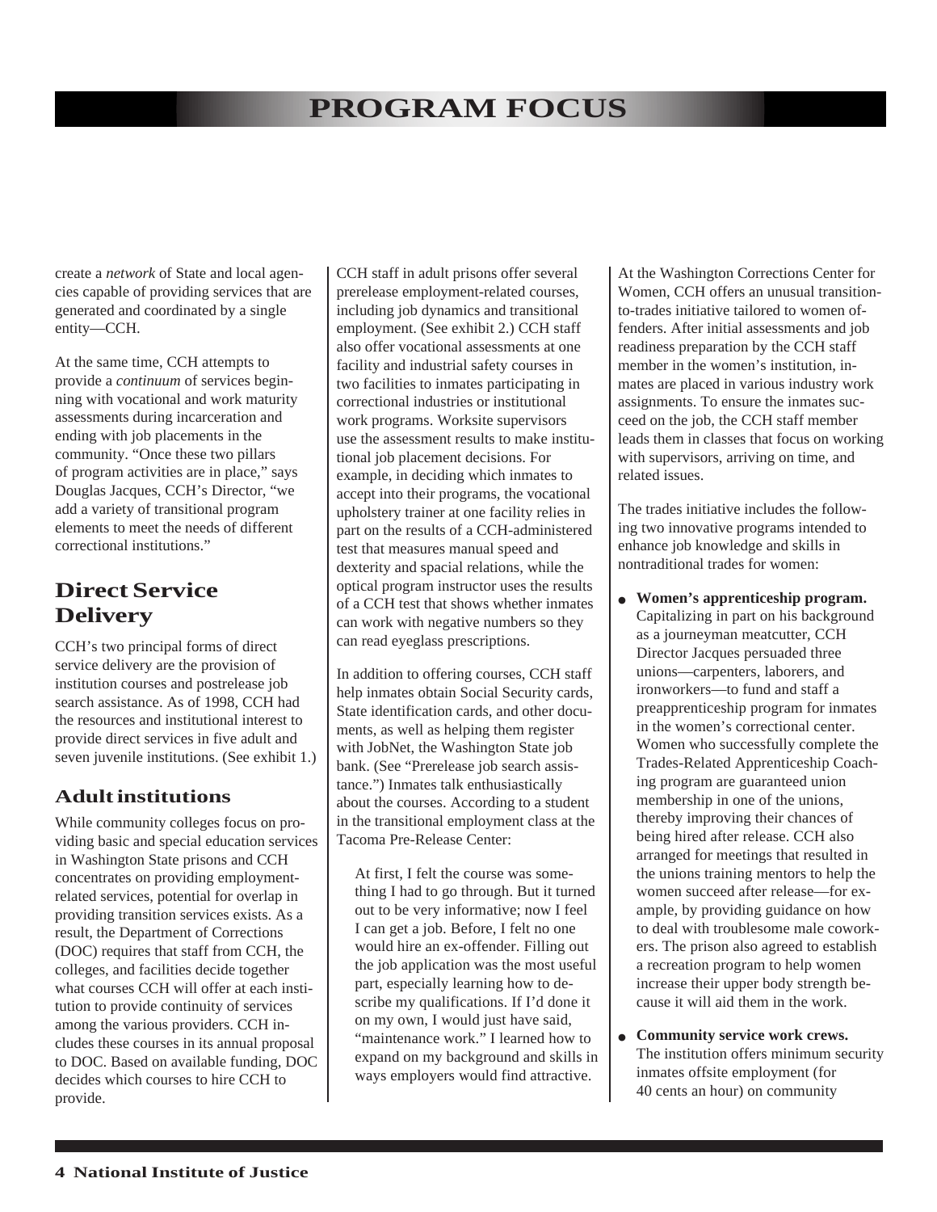create a *network* of State and local agencies capable of providing services that are generated and coordinated by a single entity—CCH.

At the same time, CCH attempts to provide a *continuum* of services beginning with vocational and work maturity assessments during incarceration and ending with job placements in the community. "Once these two pillars of program activities are in place," says Douglas Jacques, CCH's Director, "we add a variety of transitional program elements to meet the needs of different correctional institutions."

## Direct Service Delivery

CCH's two principal forms of direct service delivery are the provision of institution courses and postrelease job search assistance. As of 1998, CCH had the resources and institutional interest to provide direct services in five adult and seven juvenile institutions. (See exhibit 1.)

### Adult institutions

While community colleges focus on providing basic and special education services in Washington State prisons and CCH concentrates on providing employment-related services, potential for overlap in providing transition services exists. As a result, the Department of Corrections (DOC) requires that staff from CCH, the colleges, and facilities decide together what courses CCH will offer at each institution to provide continuity of services among the various providers. CCH includes these courses in its annual proposal to DOC. Based on available funding, DOC decides which courses to hire CCH to provide.

CCH staff in adult prisons offer several prerelease employment-related courses, including job dynamics and transitional employment. (See exhibit 2.) CCH staff also offer vocational assessments at one facility and industrial safety courses in two facilities to inmates participating in correctional industries or institutional work programs. Worksite supervisors use the assessment results to make institutional job placement decisions. For example, in deciding which inmates to accept into their programs, the vocational upholstery trainer at one facility relies in part on the results of a CCH-administered test that measures manual speed and dexterity and spacial relations, while the optical program instructor uses the results of a CCH test that shows whether inmates can work with negative numbers so they can read eyeglass prescriptions.

In addition to offering courses, CCH staff help inmates obtain Social Security cards, State identification cards, and other documents, as well as helping them register with JobNet, the Washington State job bank. (See "Prerelease job search assistance.") Inmates talk enthusiastically about the courses. According to a student in the transitional employment class at the Tacoma Pre-Release Center:

> At first, I felt the course was something I had to go through. But it turned out to be very informative; now I feel I can get a job. Before, I felt no one would hire an ex-offender. Filling out the job application was the most useful part, especially learning how to describe my qualifications. If I'd done it on my own, I would just have said, "maintenance work." I learned how to expand on my background and skills in ways employers would find attractive.

At the Washington Corrections Center for Women, CCH offers an unusual transition-to-trades initiative tailored to women offenders. After initial assessments and job readiness preparation by the CCH staff member in the women's institution, inmates are placed in various industry work assignments. To ensure the inmates succeed on the job, the CCH staff member leads them in classes that focus on working with supervisors, arriving on time, and related issues.

The trades initiative includes the following two innovative programs intended to enhance job knowledge and skills in nontraditional trades for women:

- **Women's apprenticeship program.** Capitalizing in part on his background as a journeyman meatcutter, CCH Director Jacques persuaded three unions—carpenters, laborers, and ironworkers—to fund and staff a preapprenticeship program for inmates in the women's correctional center. Women who successfully complete the Trades-Related Apprenticeship Coaching program are guaranteed union membership in one of the unions, thereby improving their chances of being hired after release. CCH also arranged for meetings that resulted in the unions training mentors to help the women succeed after release—for example, by providing guidance on how to deal with troublesome male coworkers. The prison also agreed to establish a recreation program to help women increase their upper body strength because it will aid them in the work.

- **Community service work crews.** The institution offers minimum security inmates offsite employment (for 40 cents an hour) on community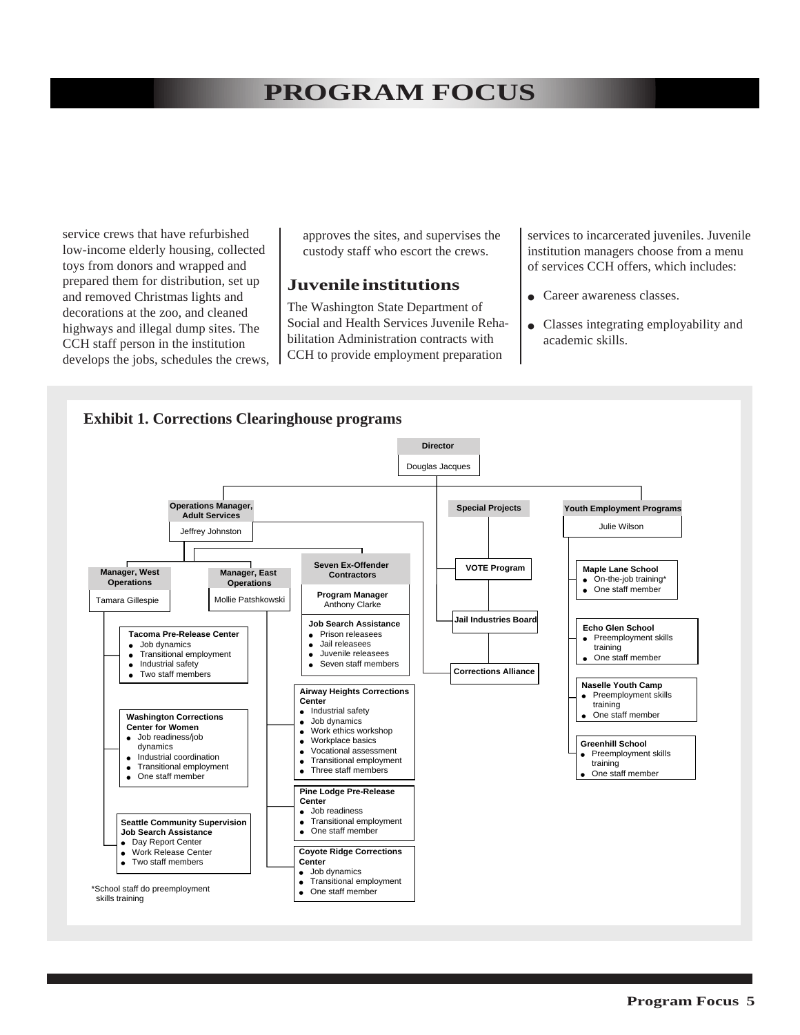service crews that have refurbished low-income elderly housing, collected toys from donors and wrapped and prepared them for distribution, set up and removed Christmas lights and decorations at the zoo, and cleaned highways and illegal dump sites. The CCH staff person in the institution develops the jobs, schedules the crews, approves the sites, and supervises the custody staff who escort the crews.

## Juvenile institutions

The Washington State Department of Social and Health Services Juvenile Rehabilitation Administration contracts with CCH to provide employment preparation services to incarcerated juveniles. Juvenile institution managers choose from a menu of services CCH offers, which includes:

- Career awareness classes.
- Classes integrating employability and academic skills.

**Exhibit 1. Corrections Clearinghouse programs**

Director
Douglas Jacques

Operations Manager, Adult Services
Jeffrey Johnston

Manager, West Operations
Tamara Gillespie

Tacoma Pre-Release Center
- Job dynamics
- Transitional employment
- Industrial safety
- Two staff members

Washington Corrections Center for Women
- Job readiness/job dynamics
- Industrial coordination
- Transitional employment
- One staff member

Seattle Community Supervision Job Search Assistance
- Day Report Center
- Work Release Center
- Two staff members

Manager, East Operations
Mollie Patshkowski

Airway Heights Corrections Center
- Industrial safety
- Job dynamics
- Work ethics workshop
- Workplace basics
- Vocational assessment
- Transitional employment
- Three staff members

Pine Lodge Pre-Release Center
- Job readiness
- Transitional employment
- One staff member

Coyote Ridge Corrections Center
- Job dynamics
- Transitional employment
- One staff member

Seven Ex-Offender Contractors

Program Manager
Anthony Clarke

Job Search Assistance
- Prison releasees
- Jail releasees
- Juvenile releasees
- Seven staff members

Special Projects

VOTE Program

Jail Industries Board

Corrections Alliance

Youth Employment Programs
Julie Wilson

Maple Lane School
- On-the-job training*
- One staff member

Echo Glen School
- Preemployment skills training
- One staff member

Naselle Youth Camp
- Preemployment skills training
- One staff member

Greenhill School
- Preemployment skills training
- One staff member

*School staff do preemployment skills training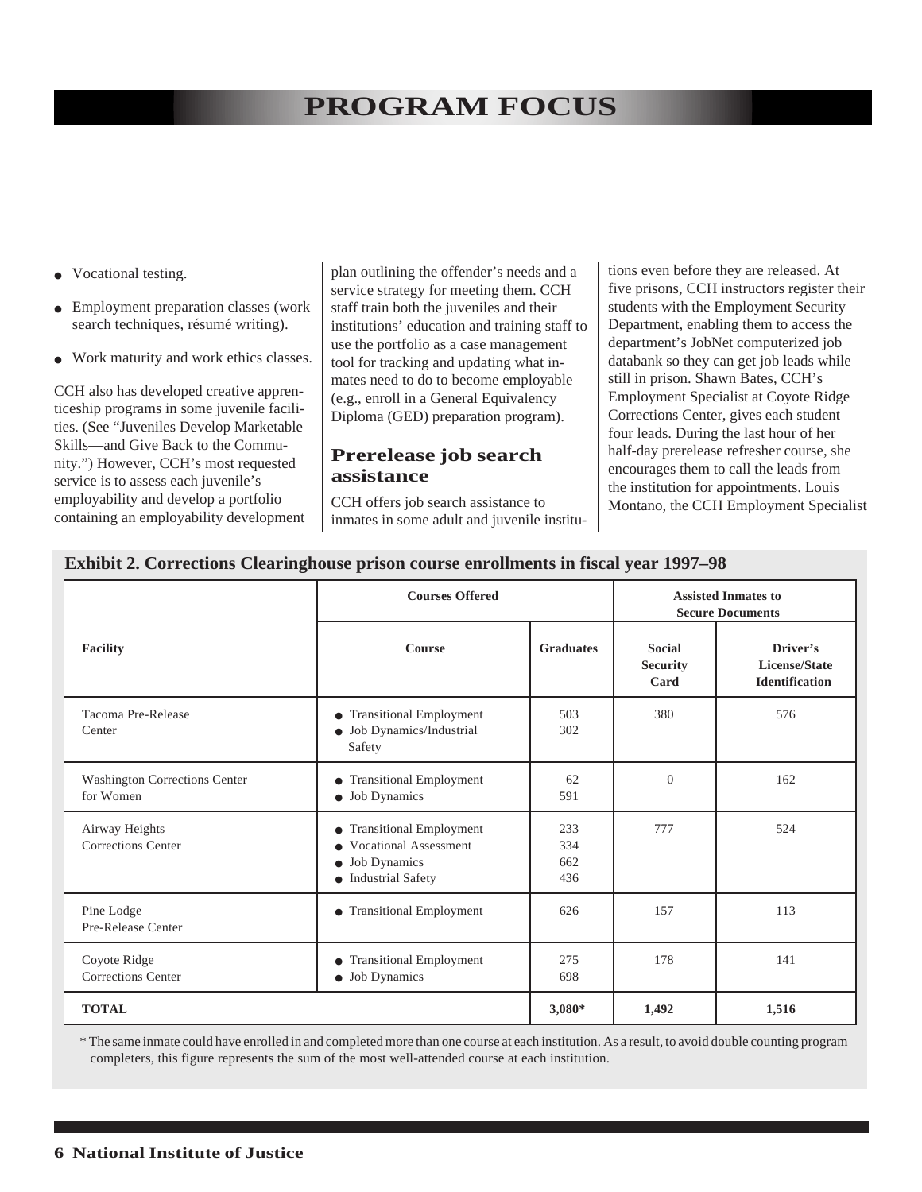# PROGRAM FOCUS

- Vocational testing.
- Employment preparation classes (work search techniques, résumé writing).
- Work maturity and work ethics classes.

CCH also has developed creative apprenticeship programs in some juvenile facilities. (See "Juveniles Develop Marketable Skills—and Give Back to the Community.") However, CCH's most requested service is to assess each juvenile's employability and develop a portfolio containing an employability development plan outlining the offender's needs and a service strategy for meeting them. CCH staff train both the juveniles and their institutions' education and training staff to use the portfolio as a case management tool for tracking and updating what inmates need to do to become employable (e.g., enroll in a General Equivalency Diploma (GED) preparation program).

## Prerelease job search assistance

CCH offers job search assistance to inmates in some adult and juvenile institutions even before they are released. At five prisons, CCH instructors register their students with the Employment Security Department, enabling them to access the department's JobNet computerized job databank so they can get job leads while still in prison. Shawn Bates, CCH's Employment Specialist at Coyote Ridge Corrections Center, gives each student four leads. During the last hour of her half-day prerelease refresher course, she encourages them to call the leads from the institution for appointments. Louis Montano, the CCH Employment Specialist

**Exhibit 2. Corrections Clearinghouse prison course enrollments in fiscal year 1997–98**

| | Courses Offered | | Assisted Inmates to Secure Documents | |
|---|---|---|---|---|
| **Facility** | **Course** | **Graduates** | **Social Security Card** | **Driver's License/State Identification** |
| Tacoma Pre-Release Center | • Transitional Employment<br>• Job Dynamics/Industrial Safety | 503<br>302 | 380 | 576 |
| Washington Corrections Center for Women | • Transitional Employment<br>• Job Dynamics | 62<br>591 | 0 | 162 |
| Airway Heights Corrections Center | • Transitional Employment<br>• Vocational Assessment<br>• Job Dynamics<br>• Industrial Safety | 233<br>334<br>662<br>436 | 777 | 524 |
| Pine Lodge Pre-Release Center | • Transitional Employment | 626 | 157 | 113 |
| Coyote Ridge Corrections Center | • Transitional Employment<br>• Job Dynamics | 275<br>698 | 178 | 141 |
| **TOTAL** | | **3,080*** | **1,492** | **1,516** |

\* The same inmate could have enrolled in and completed more than one course at each institution. As a result, to avoid double counting program completers, this figure represents the sum of the most well-attended course at each institution.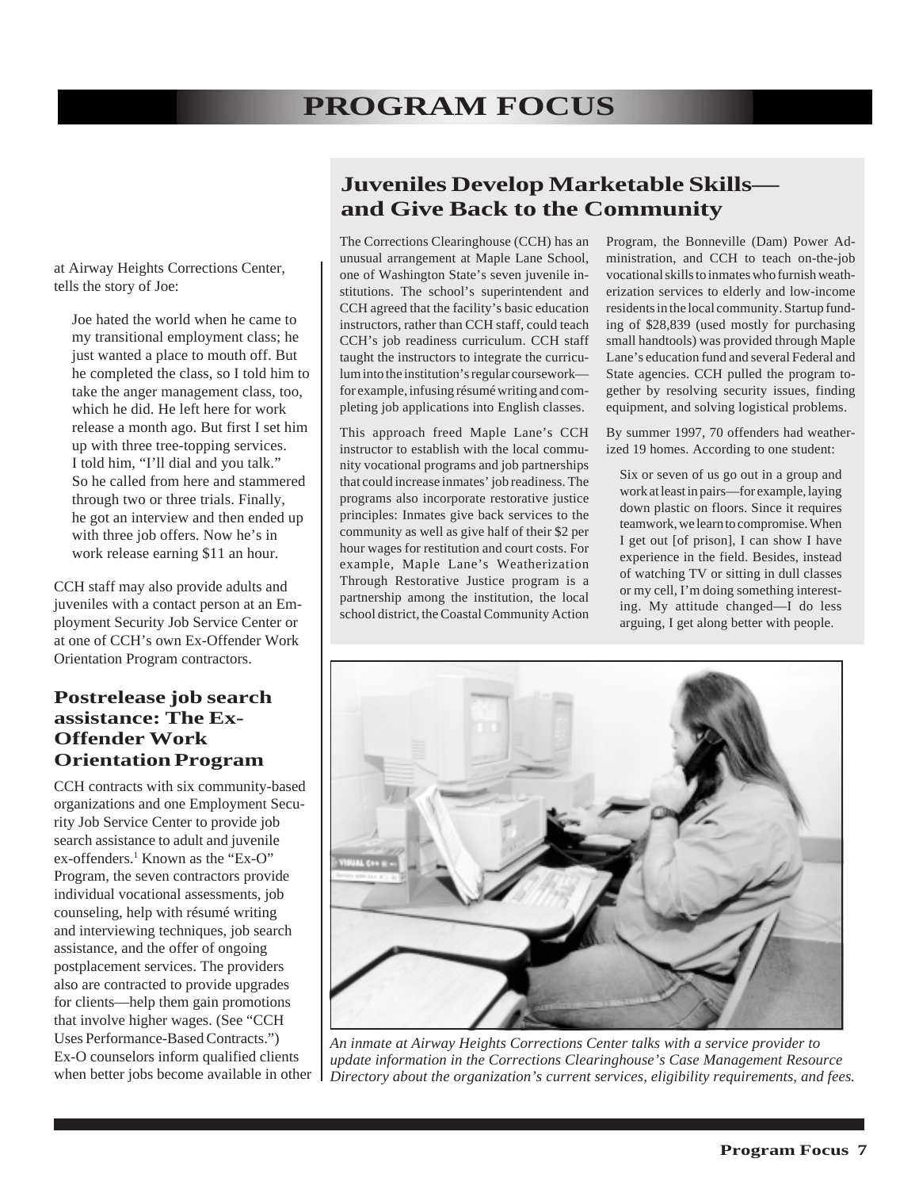at Airway Heights Corrections Center, tells the story of Joe:

> Joe hated the world when he came to my transitional employment class; he just wanted a place to mouth off. But he completed the class, so I told him to take the anger management class, too, which he did. He left here for work release a month ago. But first I set him up with three tree-topping services. I told him, "I'll dial and you talk." So he called from here and stammered through two or three trials. Finally, he got an interview and then ended up with three job offers. Now he's in work release earning $11 an hour.

CCH staff may also provide adults and juveniles with a contact person at an Employment Security Job Service Center or at one of CCH's own Ex-Offender Work Orientation Program contractors.

### Postrelease job search assistance: The Ex-Offender Work Orientation Program

CCH contracts with six community-based organizations and one Employment Security Job Service Center to provide job search assistance to adult and juvenile ex-offenders.[1] Known as the "Ex-O" Program, the seven contractors provide individual vocational assessments, job counseling, help with résumé writing and interviewing techniques, job search assistance, and the offer of ongoing postplacement services. The providers also are contracted to provide upgrades for clients—help them gain promotions that involve higher wages. (See "CCH Uses Performance-Based Contracts.") Ex-O counselors inform qualified clients when better jobs become available in other

## Juveniles Develop Marketable Skills—and Give Back to the Community

The Corrections Clearinghouse (CCH) has an unusual arrangement at Maple Lane School, one of Washington State's seven juvenile institutions. The school's superintendent and CCH agreed that the facility's basic education instructors, rather than CCH staff, could teach CCH's job readiness curriculum. CCH staff taught the instructors to integrate the curriculum into the institution's regular coursework—for example, infusing résumé writing and completing job applications into English classes.

This approach freed Maple Lane's CCH instructor to establish with the local community vocational programs and job partnerships that could increase inmates' job readiness. The programs also incorporate restorative justice principles: Inmates give back services to the community as well as give half of their $2 per hour wages for restitution and court costs. For example, Maple Lane's Weatherization Through Restorative Justice program is a partnership among the institution, the local school district, the Coastal Community Action Program, the Bonneville (Dam) Power Administration, and CCH to teach on-the-job vocational skills to inmates who furnish weatherization services to elderly and low-income residents in the local community. Startup funding of $28,839 (used mostly for purchasing small handtools) was provided through Maple Lane's education fund and several Federal and State agencies. CCH pulled the program together by resolving security issues, finding equipment, and solving logistical problems.

By summer 1997, 70 offenders had weatherized 19 homes. According to one student:

> Six or seven of us go out in a group and work at least in pairs—for example, laying down plastic on floors. Since it requires teamwork, we learn to compromise. When I get out [of prison], I can show I have experience in the field. Besides, instead of watching TV or sitting in dull classes or my cell, I'm doing something interesting. My attitude changed—I do less arguing, I get along better with people.

*An inmate at Airway Heights Corrections Center talks with a service provider to update information in the Corrections Clearinghouse's Case Management Resource Directory about the organization's current services, eligibility requirements, and fees.*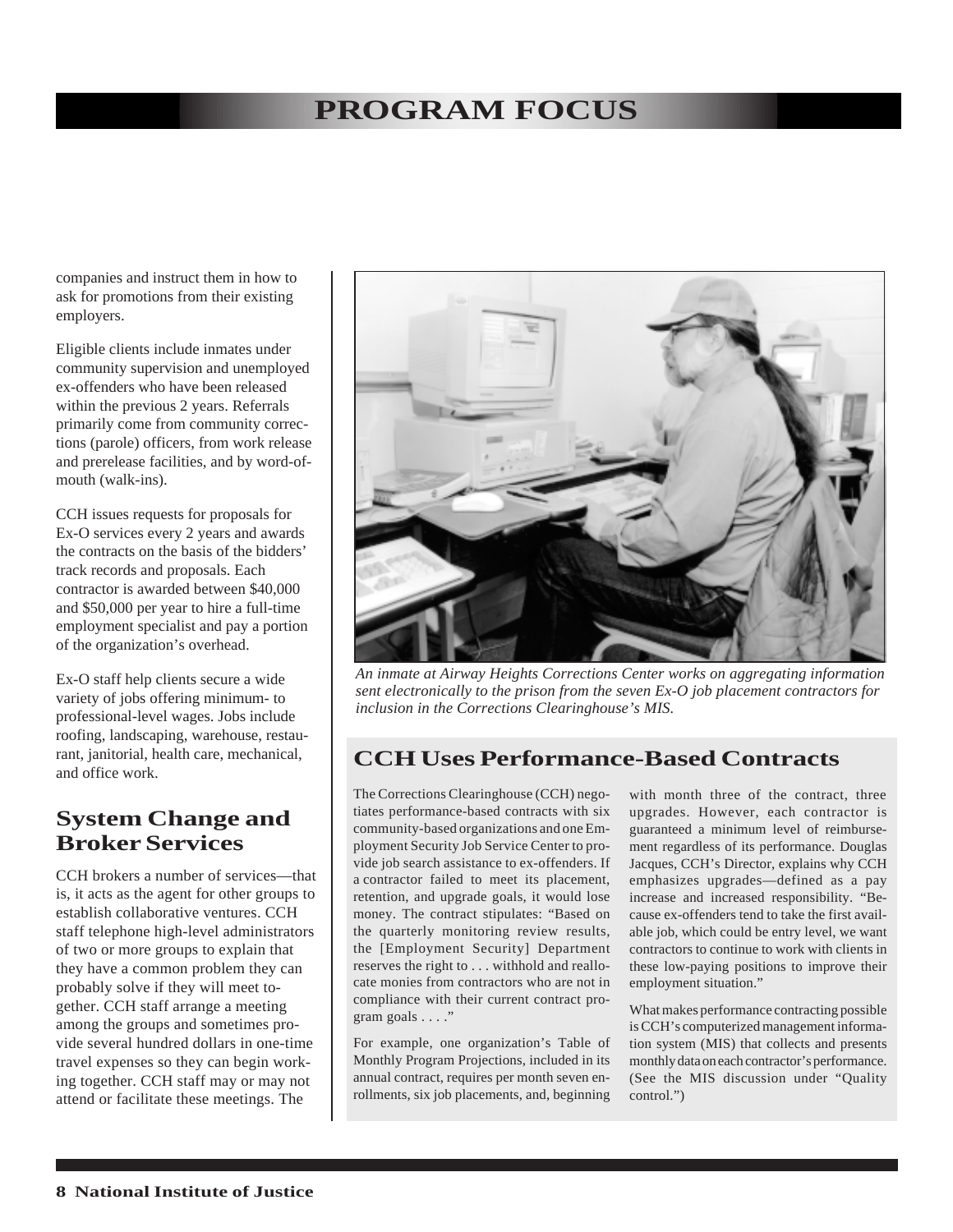companies and instruct them in how to ask for promotions from their existing employers.

Eligible clients include inmates under community supervision and unemployed ex-offenders who have been released within the previous 2 years. Referrals primarily come from community corrections (parole) officers, from work release and prerelease facilities, and by word-of-mouth (walk-ins).

CCH issues requests for proposals for Ex-O services every 2 years and awards the contracts on the basis of the bidders' track records and proposals. Each contractor is awarded between $40,000 and $50,000 per year to hire a full-time employment specialist and pay a portion of the organization's overhead.

Ex-O staff help clients secure a wide variety of jobs offering minimum- to professional-level wages. Jobs include roofing, landscaping, warehouse, restaurant, janitorial, health care, mechanical, and office work.

## System Change and Broker Services

CCH brokers a number of services—that is, it acts as the agent for other groups to establish collaborative ventures. CCH staff telephone high-level administrators of two or more groups to explain that they have a common problem they can probably solve if they will meet together. CCH staff arrange a meeting among the groups and sometimes provide several hundred dollars in one-time travel expenses so they can begin working together. CCH staff may or may not attend or facilitate these meetings. The

*An inmate at Airway Heights Corrections Center works on aggregating information sent electronically to the prison from the seven Ex-O job placement contractors for inclusion in the Corrections Clearinghouse's MIS.*

## CCH Uses Performance-Based Contracts

The Corrections Clearinghouse (CCH) negotiates performance-based contracts with six community-based organizations and one Employment Security Job Service Center to provide job search assistance to ex-offenders. If a contractor failed to meet its placement, retention, and upgrade goals, it would lose money. The contract stipulates: "Based on the quarterly monitoring review results, the [Employment Security] Department reserves the right to . . . withhold and reallocate monies from contractors who are not in compliance with their current contract program goals . . . ."

For example, one organization's Table of Monthly Program Projections, included in its annual contract, requires per month seven enrollments, six job placements, and, beginning with month three of the contract, three upgrades. However, each contractor is guaranteed a minimum level of reimbursement regardless of its performance. Douglas Jacques, CCH's Director, explains why CCH emphasizes upgrades—defined as a pay increase and increased responsibility. "Because ex-offenders tend to take the first available job, which could be entry level, we want contractors to continue to work with clients in these low-paying positions to improve their employment situation."

What makes performance contracting possible is CCH's computerized management information system (MIS) that collects and presents monthly data on each contractor's performance. (See the MIS discussion under "Quality control.")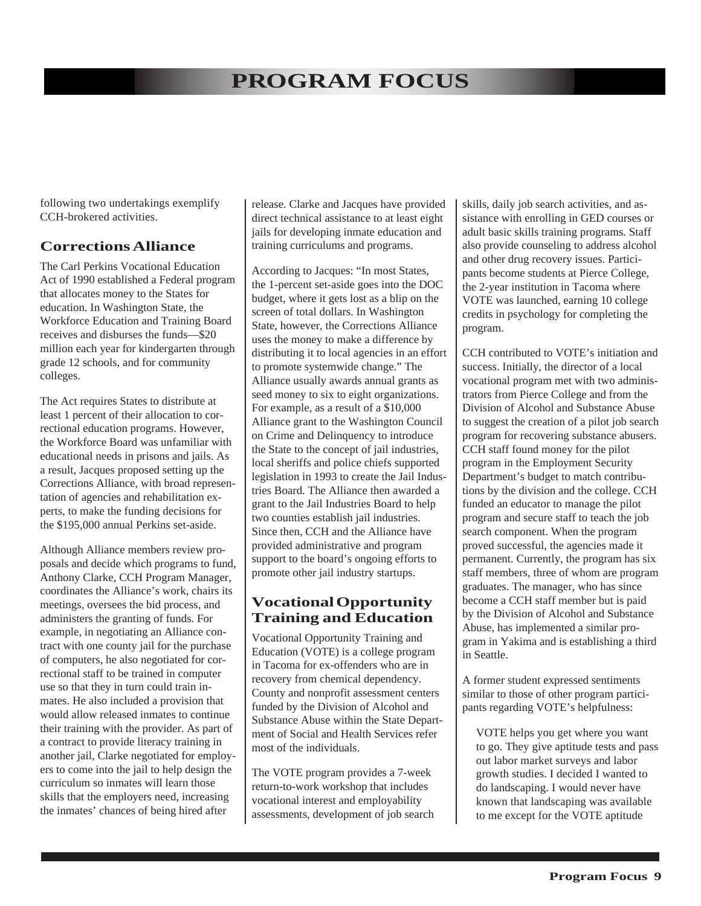following two undertakings exemplify CCH-brokered activities.

### Corrections Alliance

The Carl Perkins Vocational Education Act of 1990 established a Federal program that allocates money to the States for education. In Washington State, the Workforce Education and Training Board receives and disburses the funds—$20 million each year for kindergarten through grade 12 schools, and for community colleges.

The Act requires States to distribute at least 1 percent of their allocation to correctional education programs. However, the Workforce Board was unfamiliar with educational needs in prisons and jails. As a result, Jacques proposed setting up the Corrections Alliance, with broad representation of agencies and rehabilitation experts, to make the funding decisions for the $195,000 annual Perkins set-aside.

Although Alliance members review proposals and decide which programs to fund, Anthony Clarke, CCH Program Manager, coordinates the Alliance's work, chairs its meetings, oversees the bid process, and administers the granting of funds. For example, in negotiating an Alliance contract with one county jail for the purchase of computers, he also negotiated for correctional staff to be trained in computer use so that they in turn could train inmates. He also included a provision that would allow released inmates to continue their training with the provider. As part of a contract to provide literacy training in another jail, Clarke negotiated for employers to come into the jail to help design the curriculum so inmates will learn those skills that the employers need, increasing the inmates' chances of being hired after release. Clarke and Jacques have provided direct technical assistance to at least eight jails for developing inmate education and training curriculums and programs.

According to Jacques: "In most States, the 1-percent set-aside goes into the DOC budget, where it gets lost as a blip on the screen of total dollars. In Washington State, however, the Corrections Alliance uses the money to make a difference by distributing it to local agencies in an effort to promote systemwide change." The Alliance usually awards annual grants as seed money to six to eight organizations. For example, as a result of a $10,000 Alliance grant to the Washington Council on Crime and Delinquency to introduce the State to the concept of jail industries, local sheriffs and police chiefs supported legislation in 1993 to create the Jail Industries Board. The Alliance then awarded a grant to the Jail Industries Board to help two counties establish jail industries. Since then, CCH and the Alliance have provided administrative and program support to the board's ongoing efforts to promote other jail industry startups.

### Vocational Opportunity Training and Education

Vocational Opportunity Training and Education (VOTE) is a college program in Tacoma for ex-offenders who are in recovery from chemical dependency. County and nonprofit assessment centers funded by the Division of Alcohol and Substance Abuse within the State Department of Social and Health Services refer most of the individuals.

The VOTE program provides a 7-week return-to-work workshop that includes vocational interest and employability assessments, development of job search skills, daily job search activities, and assistance with enrolling in GED courses or adult basic skills training programs. Staff also provide counseling to address alcohol and other drug recovery issues. Participants become students at Pierce College, the 2-year institution in Tacoma where VOTE was launched, earning 10 college credits in psychology for completing the program.

CCH contributed to VOTE's initiation and success. Initially, the director of a local vocational program met with two administrators from Pierce College and from the Division of Alcohol and Substance Abuse to suggest the creation of a pilot job search program for recovering substance abusers. CCH staff found money for the pilot program in the Employment Security Department's budget to match contributions by the division and the college. CCH funded an educator to manage the pilot program and secure staff to teach the job search component. When the program proved successful, the agencies made it permanent. Currently, the program has six staff members, three of whom are program graduates. The manager, who has since become a CCH staff member but is paid by the Division of Alcohol and Substance Abuse, has implemented a similar program in Yakima and is establishing a third in Seattle.

A former student expressed sentiments similar to those of other program participants regarding VOTE's helpfulness:

> VOTE helps you get where you want to go. They give aptitude tests and pass out labor market surveys and labor growth studies. I decided I wanted to do landscaping. I would never have known that landscaping was available to me except for the VOTE aptitude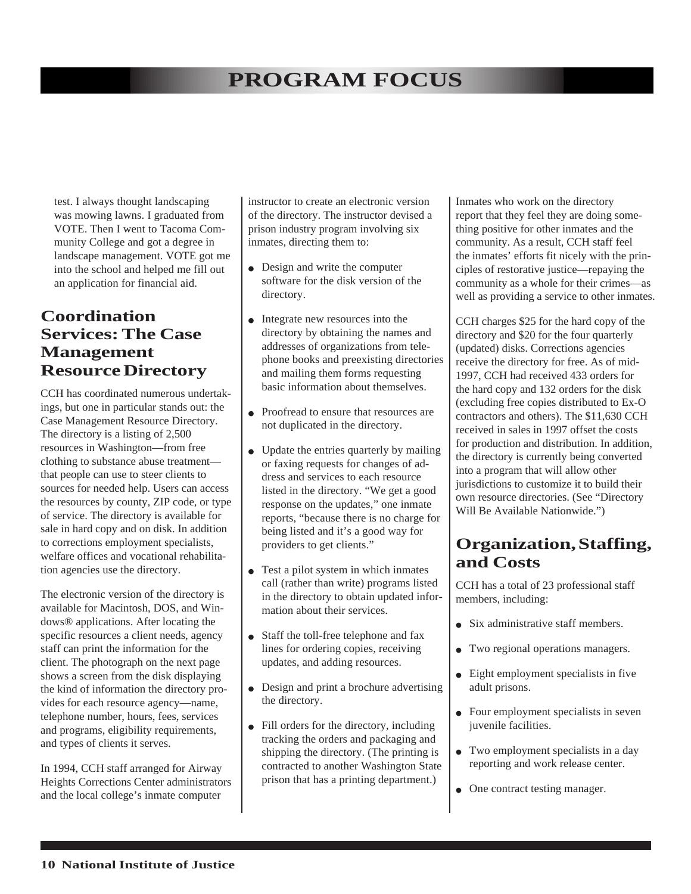test. I always thought landscaping was mowing lawns. I graduated from VOTE. Then I went to Tacoma Community College and got a degree in landscape management. VOTE got me into the school and helped me fill out an application for financial aid.

## Coordination Services: The Case Management Resource Directory

CCH has coordinated numerous undertakings, but one in particular stands out: the Case Management Resource Directory. The directory is a listing of 2,500 resources in Washington—from free clothing to substance abuse treatment—that people can use to steer clients to sources for needed help. Users can access the resources by county, ZIP code, or type of service. The directory is available for sale in hard copy and on disk. In addition to corrections employment specialists, welfare offices and vocational rehabilitation agencies use the directory.

The electronic version of the directory is available for Macintosh, DOS, and Windows® applications. After locating the specific resources a client needs, agency staff can print the information for the client. The photograph on the next page shows a screen from the disk displaying the kind of information the directory provides for each resource agency—name, telephone number, hours, fees, services and programs, eligibility requirements, and types of clients it serves.

In 1994, CCH staff arranged for Airway Heights Corrections Center administrators and the local college's inmate computer instructor to create an electronic version of the directory. The instructor devised a prison industry program involving six inmates, directing them to:

- Design and write the computer software for the disk version of the directory.
- Integrate new resources into the directory by obtaining the names and addresses of organizations from telephone books and preexisting directories and mailing them forms requesting basic information about themselves.
- Proofread to ensure that resources are not duplicated in the directory.
- Update the entries quarterly by mailing or faxing requests for changes of address and services to each resource listed in the directory. "We get a good response on the updates," one inmate reports, "because there is no charge for being listed and it's a good way for providers to get clients."
- Test a pilot system in which inmates call (rather than write) programs listed in the directory to obtain updated information about their services.
- Staff the toll-free telephone and fax lines for ordering copies, receiving updates, and adding resources.
- Design and print a brochure advertising the directory.
- Fill orders for the directory, including tracking the orders and packaging and shipping the directory. (The printing is contracted to another Washington State prison that has a printing department.)

Inmates who work on the directory report that they feel they are doing something positive for other inmates and the community. As a result, CCH staff feel the inmates' efforts fit nicely with the principles of restorative justice—repaying the community as a whole for their crimes—as well as providing a service to other inmates.

CCH charges $25 for the hard copy of the directory and $20 for the four quarterly (updated) disks. Corrections agencies receive the directory for free. As of mid-1997, CCH had received 433 orders for the hard copy and 132 orders for the disk (excluding free copies distributed to Ex-O contractors and others). The $11,630 CCH received in sales in 1997 offset the costs for production and distribution. In addition, the directory is currently being converted into a program that will allow other jurisdictions to customize it to build their own resource directories. (See "Directory Will Be Available Nationwide.")

## Organization, Staffing, and Costs

CCH has a total of 23 professional staff members, including:

- Six administrative staff members.
- Two regional operations managers.
- Eight employment specialists in five adult prisons.
- Four employment specialists in seven juvenile facilities.
- Two employment specialists in a day reporting and work release center.
- One contract testing manager.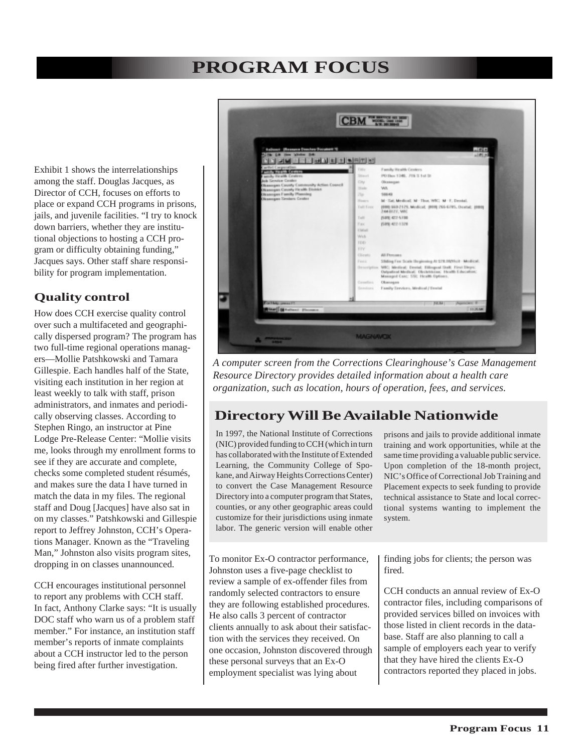# PROGRAM FOCUS

Exhibit 1 shows the interrelationships among the staff. Douglas Jacques, as Director of CCH, focuses on efforts to place or expand CCH programs in prisons, jails, and juvenile facilities. "I try to knock down barriers, whether they are institutional objections to hosting a CCH program or difficulty obtaining funding," Jacques says. Other staff share responsibility for program implementation.

## Quality control

How does CCH exercise quality control over such a multifaceted and geographically dispersed program? The program has two full-time regional operations managers—Mollie Patshkowski and Tamara Gillespie. Each handles half of the State, visiting each institution in her region at least weekly to talk with staff, prison administrators, and inmates and periodically observing classes. According to Stephen Ringo, an instructor at Pine Lodge Pre-Release Center: "Mollie visits me, looks through my enrollment forms to see if they are accurate and complete, checks some completed student résumés, and makes sure the data I have turned in match the data in my files. The regional staff and Doug [Jacques] have also sat in on my classes." Patshkowski and Gillespie report to Jeffrey Johnston, CCH's Operations Manager. Known as the "Traveling Man," Johnston also visits program sites, dropping in on classes unannounced.

CCH encourages institutional personnel to report any problems with CCH staff. In fact, Anthony Clarke says: "It is usually DOC staff who warn us of a problem staff member." For instance, an institution staff member's reports of inmate complaints about a CCH instructor led to the person being fired after further investigation.

*A computer screen from the Corrections Clearinghouse's Case Management Resource Directory provides detailed information about a health care organization, such as location, hours of operation, fees, and services.*

## Directory Will Be Available Nationwide

In 1997, the National Institute of Corrections (NIC) provided funding to CCH (which in turn has collaborated with the Institute of Extended Learning, the Community College of Spokane, and Airway Heights Corrections Center) to convert the Case Management Resource Directory into a computer program that States, counties, or any other geographic areas could customize for their jurisdictions using inmate labor. The generic version will enable other prisons and jails to provide additional inmate training and work opportunities, while at the same time providing a valuable public service. Upon completion of the 18-month project, NIC's Office of Correctional Job Training and Placement expects to seek funding to provide technical assistance to State and local correctional systems wanting to implement the system.

To monitor Ex-O contractor performance, Johnston uses a five-page checklist to review a sample of ex-offender files from randomly selected contractors to ensure they are following established procedures. He also calls 3 percent of contractor clients annually to ask about their satisfaction with the services they received. On one occasion, Johnston discovered through these personal surveys that an Ex-O employment specialist was lying about finding jobs for clients; the person was fired.

CCH conducts an annual review of Ex-O contractor files, including comparisons of provided services billed on invoices with those listed in client records in the database. Staff are also planning to call a sample of employers each year to verify that they have hired the clients Ex-O contractors reported they placed in jobs.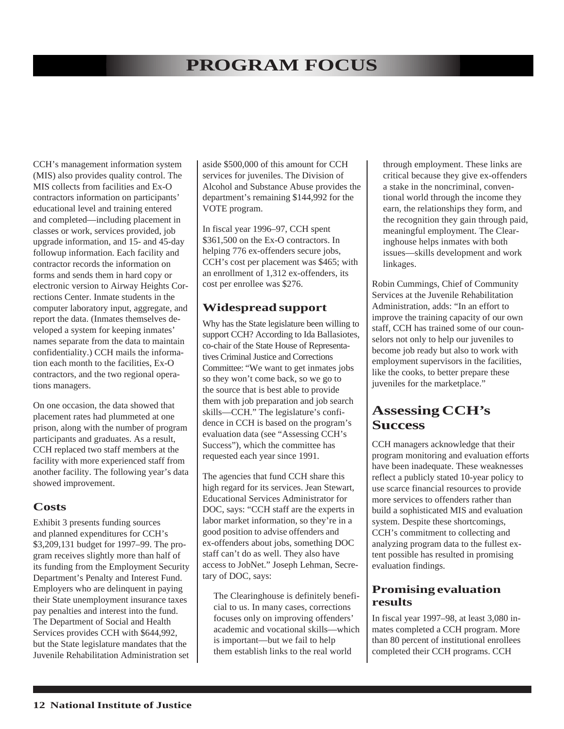CCH's management information system (MIS) also provides quality control. The MIS collects from facilities and Ex-O contractors information on participants' educational level and training entered and completed—including placement in classes or work, services provided, job upgrade information, and 15- and 45-day followup information. Each facility and contractor records the information on forms and sends them in hard copy or electronic version to Airway Heights Corrections Center. Inmate students in the computer laboratory input, aggregate, and report the data. (Inmates themselves developed a system for keeping inmates' names separate from the data to maintain confidentiality.) CCH mails the information each month to the facilities, Ex-O contractors, and the two regional operations managers.

On one occasion, the data showed that placement rates had plummeted at one prison, along with the number of program participants and graduates. As a result, CCH replaced two staff members at the facility with more experienced staff from another facility. The following year's data showed improvement.

### Costs

Exhibit 3 presents funding sources and planned expenditures for CCH's $3,209,131 budget for 1997–99. The program receives slightly more than half of its funding from the Employment Security Department's Penalty and Interest Fund. Employers who are delinquent in paying their State unemployment insurance taxes pay penalties and interest into the fund. The Department of Social and Health Services provides CCH with $644,992, but the State legislature mandates that the Juvenile Rehabilitation Administration set aside $500,000 of this amount for CCH services for juveniles. The Division of Alcohol and Substance Abuse provides the department's remaining $144,992 for the VOTE program.

In fiscal year 1996–97, CCH spent $361,500 on the Ex-O contractors. In helping 776 ex-offenders secure jobs, CCH's cost per placement was $465; with an enrollment of 1,312 ex-offenders, its cost per enrollee was $276.

### Widespread support

Why has the State legislature been willing to support CCH? According to Ida Ballasiotes, co-chair of the State House of Representatives Criminal Justice and Corrections Committee: "We want to get inmates jobs so they won't come back, so we go to the source that is best able to provide them with job preparation and job search skills—CCH." The legislature's confidence in CCH is based on the program's evaluation data (see "Assessing CCH's Success"), which the committee has requested each year since 1991.

The agencies that fund CCH share this high regard for its services. Jean Stewart, Educational Services Administrator for DOC, says: "CCH staff are the experts in labor market information, so they're in a good position to advise offenders and ex-offenders about jobs, something DOC staff can't do as well. They also have access to JobNet." Joseph Lehman, Secretary of DOC, says:

> The Clearinghouse is definitely beneficial to us. In many cases, corrections focuses only on improving offenders' academic and vocational skills—which is important—but we fail to help them establish links to the real world through employment. These links are critical because they give ex-offenders a stake in the noncriminal, conventional world through the income they earn, the relationships they form, and the recognition they gain through paid, meaningful employment. The Clearinghouse helps inmates with both issues—skills development and work linkages.

Robin Cummings, Chief of Community Services at the Juvenile Rehabilitation Administration, adds: "In an effort to improve the training capacity of our own staff, CCH has trained some of our counselors not only to help our juveniles to become job ready but also to work with employment supervisors in the facilities, like the cooks, to better prepare these juveniles for the marketplace."

## Assessing CCH's Success

CCH managers acknowledge that their program monitoring and evaluation efforts have been inadequate. These weaknesses reflect a publicly stated 10-year policy to use scarce financial resources to provide more services to offenders rather than build a sophisticated MIS and evaluation system. Despite these shortcomings, CCH's commitment to collecting and analyzing program data to the fullest extent possible has resulted in promising evaluation findings.

### Promising evaluation results

In fiscal year 1997–98, at least 3,080 inmates completed a CCH program. More than 80 percent of institutional enrollees completed their CCH programs. CCH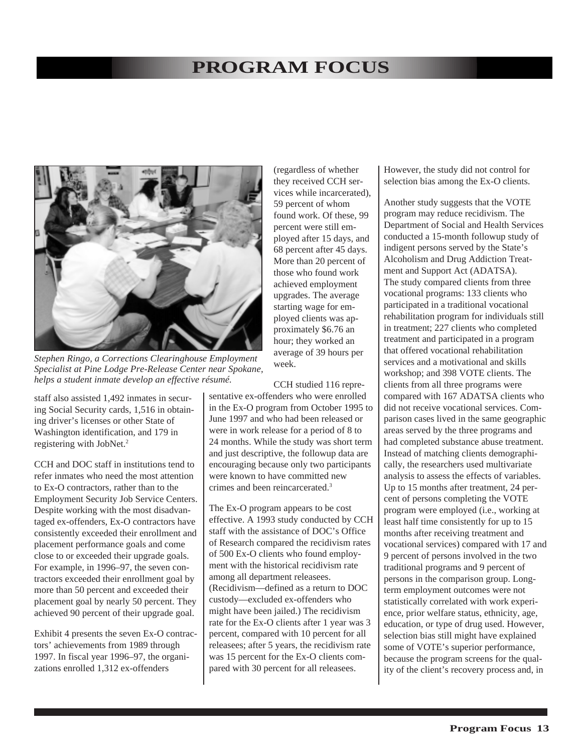*Stephen Ringo, a Corrections Clearinghouse Employment Specialist at Pine Lodge Pre-Release Center near Spokane, helps a student inmate develop an effective résumé.*

staff also assisted 1,492 inmates in securing Social Security cards, 1,516 in obtaining driver's licenses or other State of Washington identification, and 179 in registering with JobNet.[2]

CCH and DOC staff in institutions tend to refer inmates who need the most attention to Ex-O contractors, rather than to the Employment Security Job Service Centers. Despite working with the most disadvantaged ex-offenders, Ex-O contractors have consistently exceeded their enrollment and placement performance goals and come close to or exceeded their upgrade goals. For example, in 1996–97, the seven contractors exceeded their enrollment goal by more than 50 percent and exceeded their placement goal by nearly 50 percent. They achieved 90 percent of their upgrade goal.

Exhibit 4 presents the seven Ex-O contractors' achievements from 1989 through 1997. In fiscal year 1996–97, the organizations enrolled 1,312 ex-offenders (regardless of whether they received CCH services while incarcerated), 59 percent of whom found work. Of these, 99 percent were still employed after 15 days, and 68 percent after 45 days. More than 20 percent of those who found work achieved employment upgrades. The average starting wage for employed clients was approximately $6.76 an hour; they worked an average of 39 hours per week.

CCH studied 116 representative ex-offenders who were enrolled in the Ex-O program from October 1995 to June 1997 and who had been released or were in work release for a period of 8 to 24 months. While the study was short term and just descriptive, the followup data are encouraging because only two participants were known to have committed new crimes and been reincarcerated.[3]

The Ex-O program appears to be cost effective. A 1993 study conducted by CCH staff with the assistance of DOC's Office of Research compared the recidivism rates of 500 Ex-O clients who found employment with the historical recidivism rate among all department releasees. (Recidivism—defined as a return to DOC custody—excluded ex-offenders who might have been jailed.) The recidivism rate for the Ex-O clients after 1 year was 3 percent, compared with 10 percent for all releasees; after 5 years, the recidivism rate was 15 percent for the Ex-O clients compared with 30 percent for all releasees. However, the study did not control for selection bias among the Ex-O clients.

Another study suggests that the VOTE program may reduce recidivism. The Department of Social and Health Services conducted a 15-month followup study of indigent persons served by the State's Alcoholism and Drug Addiction Treatment and Support Act (ADATSA). The study compared clients from three vocational programs: 133 clients who participated in a traditional vocational rehabilitation program for individuals still in treatment; 227 clients who completed treatment and participated in a program that offered vocational rehabilitation services and a motivational and skills workshop; and 398 VOTE clients. The clients from all three programs were compared with 167 ADATSA clients who did not receive vocational services. Comparison cases lived in the same geographic areas served by the three programs and had completed substance abuse treatment. Instead of matching clients demographically, the researchers used multivariate analysis to assess the effects of variables. Up to 15 months after treatment, 24 percent of persons completing the VOTE program were employed (i.e., working at least half time consistently for up to 15 months after receiving treatment and vocational services) compared with 17 and 9 percent of persons involved in the two traditional programs and 9 percent of persons in the comparison group. Long-term employment outcomes were not statistically correlated with work experience, prior welfare status, ethnicity, age, education, or type of drug used. However, selection bias still might have explained some of VOTE's superior performance, because the program screens for the quality of the client's recovery process and, in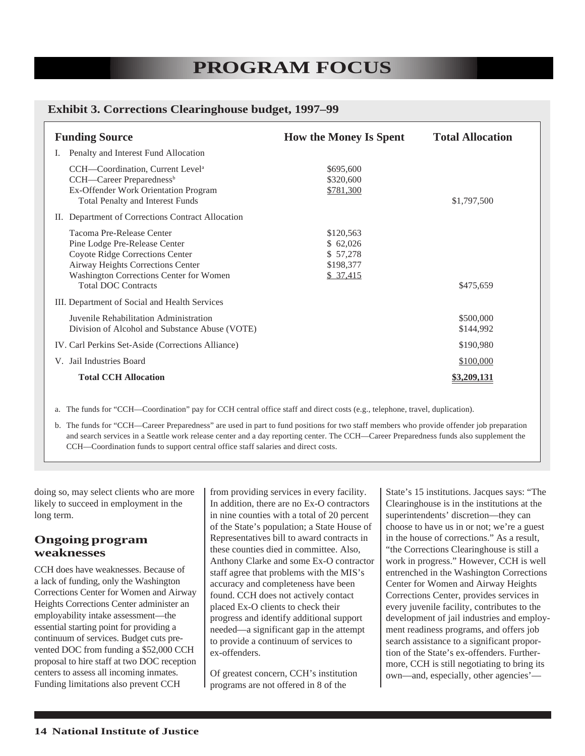# PROGRAM FOCUS

**Exhibit 3. Corrections Clearinghouse budget, 1997–99**

| Funding Source | How the Money Is Spent | Total Allocation |
|---|---|---|
| I. Penalty and Interest Fund Allocation | | |
| CCH—Coordination, Current Level[a] | $695,600 | |
| CCH—Career Preparedness[b] | $320,600 | |
| Ex-Offender Work Orientation Program | $781,300 | |
| Total Penalty and Interest Funds | | $1,797,500 |
| II. Department of Corrections Contract Allocation | | |
| Tacoma Pre-Release Center | $120,563 | |
| Pine Lodge Pre-Release Center | $ 62,026 | |
| Coyote Ridge Corrections Center | $ 57,278 | |
| Airway Heights Corrections Center | $198,377 | |
| Washington Corrections Center for Women | $ 37,415 | |
| Total DOC Contracts | | $475,659 |
| III. Department of Social and Health Services | | |
| Juvenile Rehabilitation Administration | | $500,000 |
| Division of Alcohol and Substance Abuse (VOTE) | | $144,992 |
| IV. Carl Perkins Set-Aside (Corrections Alliance) | | $190,980 |
| V. Jail Industries Board | | $100,000 |
| **Total CCH Allocation** | | **$3,209,131** |

a. The funds for "CCH—Coordination" pay for CCH central office staff and direct costs (e.g., telephone, travel, duplication).

b. The funds for "CCH—Career Preparedness" are used in part to fund positions for two staff members who provide offender job preparation and search services in a Seattle work release center and a day reporting center. The CCH—Career Preparedness funds also supplement the CCH—Coordination funds to support central office staff salaries and direct costs.

doing so, may select clients who are more likely to succeed in employment in the long term.

## Ongoing program weaknesses

CCH does have weaknesses. Because of a lack of funding, only the Washington Corrections Center for Women and Airway Heights Corrections Center administer an employability intake assessment—the essential starting point for providing a continuum of services. Budget cuts prevented DOC from funding a $52,000 CCH proposal to hire staff at two DOC reception centers to assess all incoming inmates. Funding limitations also prevent CCH from providing services in every facility. In addition, there are no Ex-O contractors in nine counties with a total of 20 percent of the State's population; a State House of Representatives bill to award contracts in these counties died in committee. Also, Anthony Clarke and some Ex-O contractor staff agree that problems with the MIS's accuracy and completeness have been found. CCH does not actively contact placed Ex-O clients to check their progress and identify additional support needed—a significant gap in the attempt to provide a continuum of services to ex-offenders.

Of greatest concern, CCH's institution programs are not offered in 8 of the State's 15 institutions. Jacques says: "The Clearinghouse is in the institutions at the superintendents' discretion—they can choose to have us in or not; we're a guest in the house of corrections." As a result, "the Corrections Clearinghouse is still a work in progress." However, CCH is well entrenched in the Washington Corrections Center for Women and Airway Heights Corrections Center, provides services in every juvenile facility, contributes to the development of jail industries and employment readiness programs, and offers job search assistance to a significant proportion of the State's ex-offenders. Furthermore, CCH is still negotiating to bring its own—and, especially, other agencies'—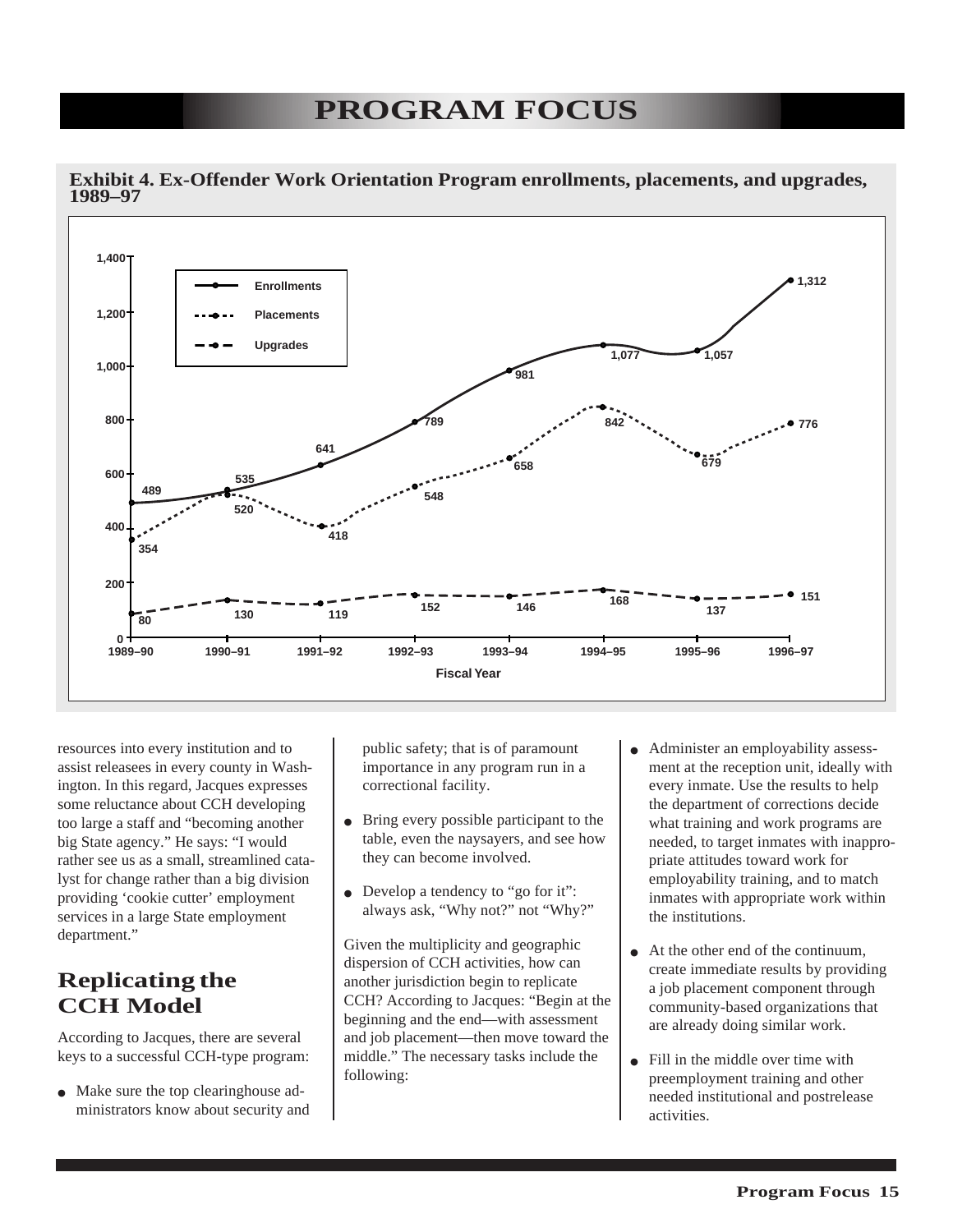# PROGRAM FOCUS

**Exhibit 4. Ex-Offender Work Orientation Program enrollments, placements, and upgrades, 1989–97**

Enrollments
Placements
Upgrades

1,400
1,200
1,000
800
600
400
200
0

489 535 641 789 981 1,077 1,057 1,312

354 520 418 548 658 842 679 776

80 130 119 152 146 168 137 151

1989–90 1990–91 1991–92 1992–93 1993–94 1994–95 1995–96 1996–97

Fiscal Year

resources into every institution and to assist releasees in every county in Washington. In this regard, Jacques expresses some reluctance about CCH developing too large a staff and "becoming another big State agency." He says: "I would rather see us as a small, streamlined catalyst for change rather than a big division providing 'cookie cutter' employment services in a large State employment department."

## Replicating the CCH Model

According to Jacques, there are several keys to a successful CCH-type program:

- Make sure the top clearinghouse administrators know about security and public safety; that is of paramount importance in any program run in a correctional facility.
- Bring every possible participant to the table, even the naysayers, and see how they can become involved.
- Develop a tendency to "go for it": always ask, "Why not?" not "Why?"

Given the multiplicity and geographic dispersion of CCH activities, how can another jurisdiction begin to replicate CCH? According to Jacques: "Begin at the beginning and the end—with assessment and job placement—then move toward the middle." The necessary tasks include the following:

- Administer an employability assessment at the reception unit, ideally with every inmate. Use the results to help the department of corrections decide what training and work programs are needed, to target inmates with inappropriate attitudes toward work for employability training, and to match inmates with appropriate work within the institutions.
- At the other end of the continuum, create immediate results by providing a job placement component through community-based organizations that are already doing similar work.
- Fill in the middle over time with preemployment training and other needed institutional and postrelease activities.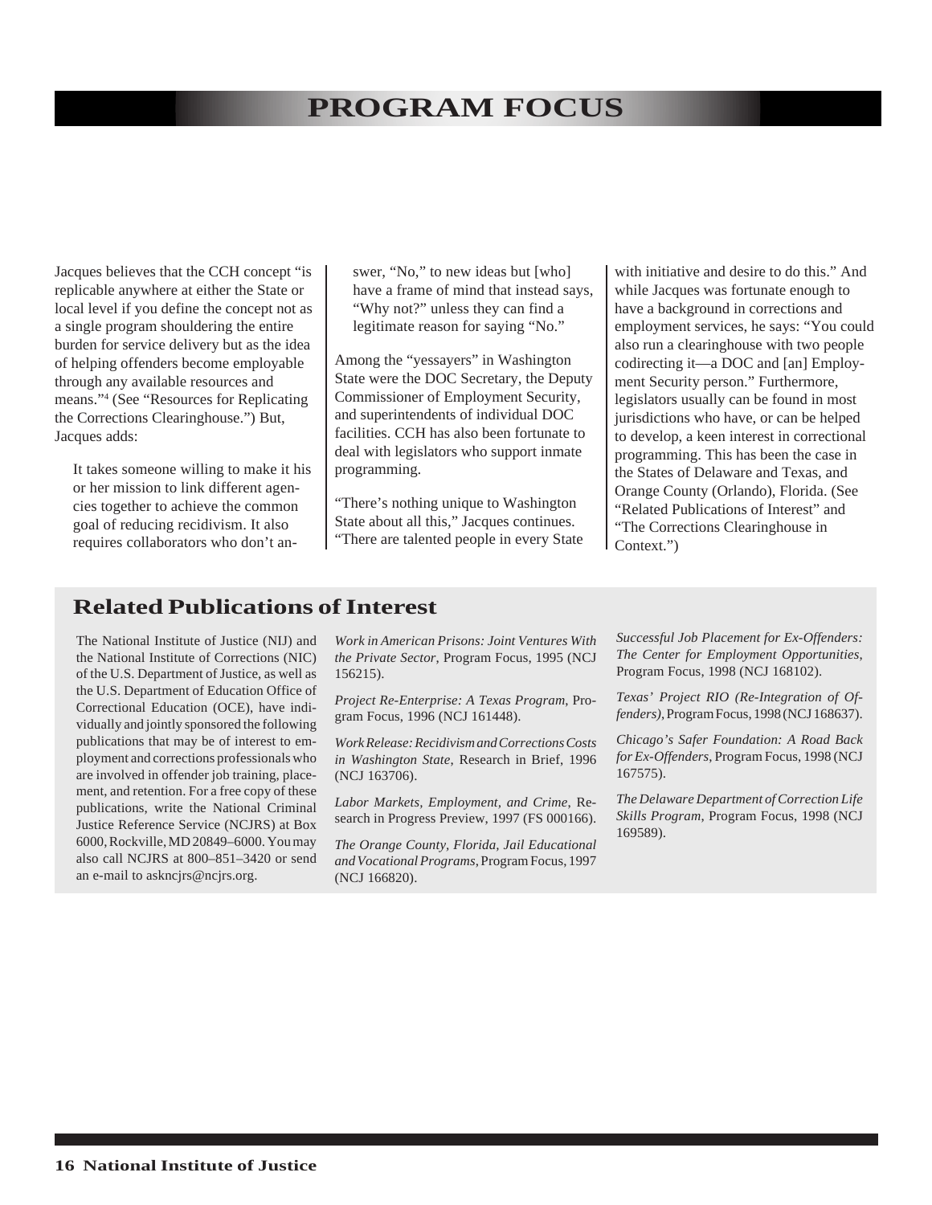Jacques believes that the CCH concept "is replicable anywhere at either the State or local level if you define the concept not as a single program shouldering the entire burden for service delivery but as the idea of helping offenders become employable through any available resources and means."[4] (See "Resources for Replicating the Corrections Clearinghouse.") But, Jacques adds:

> It takes someone willing to make it his or her mission to link different agencies together to achieve the common goal of reducing recidivism. It also requires collaborators who don't answer, "No," to new ideas but [who] have a frame of mind that instead says, "Why not?" unless they can find a legitimate reason for saying "No."

Among the "yessayers" in Washington State were the DOC Secretary, the Deputy Commissioner of Employment Security, and superintendents of individual DOC facilities. CCH has also been fortunate to deal with legislators who support inmate programming.

"There's nothing unique to Washington State about all this," Jacques continues. "There are talented people in every State with initiative and desire to do this." And while Jacques was fortunate enough to have a background in corrections and employment services, he says: "You could also run a clearinghouse with two people codirecting it—a DOC and [an] Employment Security person." Furthermore, legislators usually can be found in most jurisdictions who have, or can be helped to develop, a keen interest in correctional programming. This has been the case in the States of Delaware and Texas, and Orange County (Orlando), Florida. (See "Related Publications of Interest" and "The Corrections Clearinghouse in Context.")

## Related Publications of Interest

The National Institute of Justice (NIJ) and the National Institute of Corrections (NIC) of the U.S. Department of Justice, as well as the U.S. Department of Education Office of Correctional Education (OCE), have individually and jointly sponsored the following publications that may be of interest to employment and corrections professionals who are involved in offender job training, placement, and retention. For a free copy of these publications, write the National Criminal Justice Reference Service (NCJRS) at Box 6000, Rockville, MD 20849–6000. You may also call NCJRS at 800–851–3420 or send an e-mail to askncjrs@ncjrs.org.

*Work in American Prisons: Joint Ventures With the Private Sector*, Program Focus, 1995 (NCJ 156215).

*Project Re-Enterprise: A Texas Program*, Program Focus, 1996 (NCJ 161448).

*Work Release: Recidivism and Corrections Costs in Washington State*, Research in Brief, 1996 (NCJ 163706).

*Labor Markets, Employment, and Crime*, Research in Progress Preview, 1997 (FS 000166).

*The Orange County, Florida, Jail Educational and Vocational Programs*, Program Focus, 1997 (NCJ 166820).

*Successful Job Placement for Ex-Offenders: The Center for Employment Opportunities*, Program Focus, 1998 (NCJ 168102).

*Texas' Project RIO (Re-Integration of Offenders)*, Program Focus, 1998 (NCJ 168637).

*Chicago's Safer Foundation: A Road Back for Ex-Offenders*, Program Focus, 1998 (NCJ 167575).

*The Delaware Department of Correction Life Skills Program*, Program Focus, 1998 (NCJ 169589).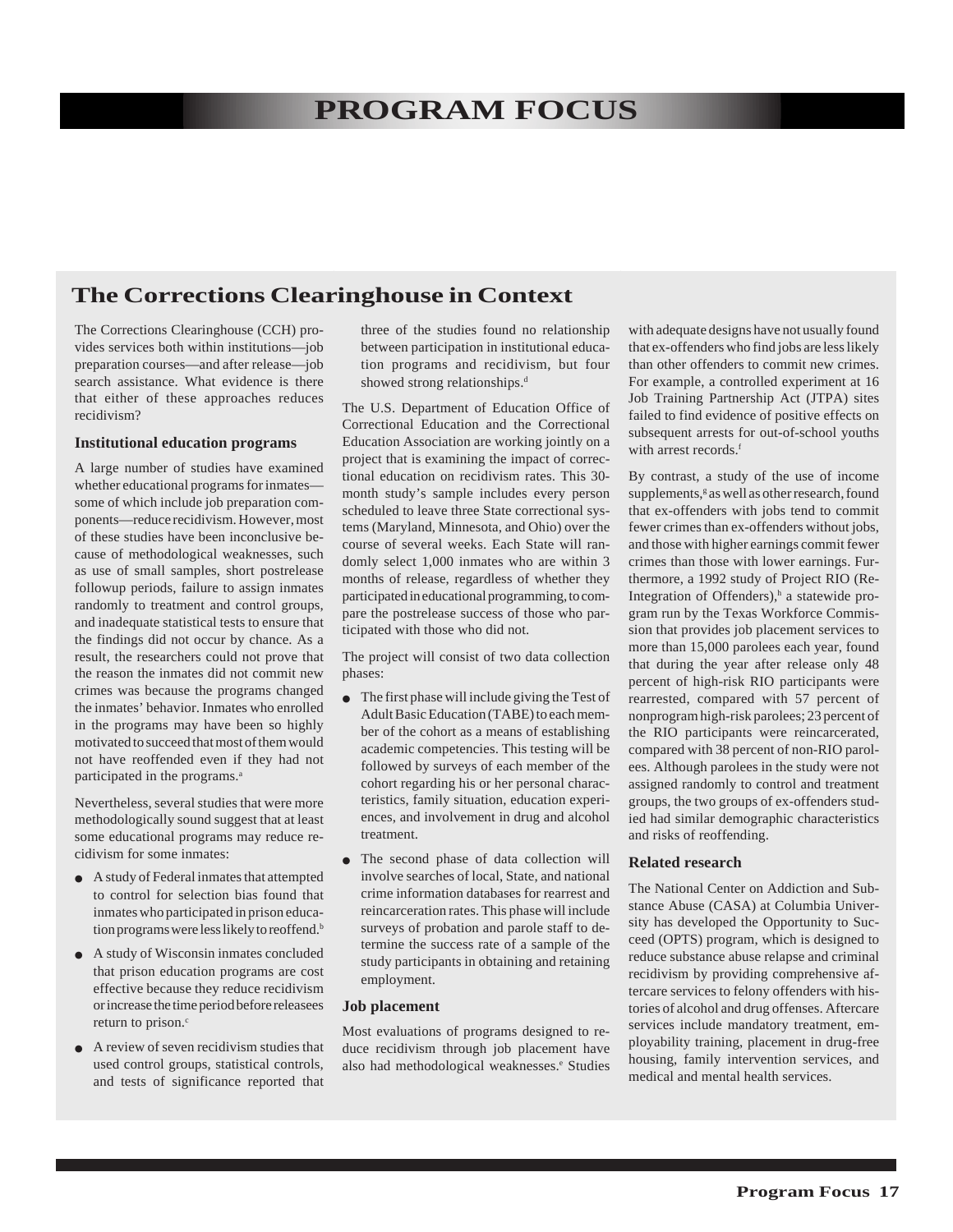# PROGRAM FOCUS

## The Corrections Clearinghouse in Context

The Corrections Clearinghouse (CCH) provides services both within institutions—job preparation courses—and after release—job search assistance. What evidence is there that either of these approaches reduces recidivism?

### Institutional education programs

A large number of studies have examined whether educational programs for inmates—some of which include job preparation components—reduce recidivism. However, most of these studies have been inconclusive because of methodological weaknesses, such as use of small samples, short postrelease followup periods, failure to assign inmates randomly to treatment and control groups, and inadequate statistical tests to ensure that the findings did not occur by chance. As a result, the researchers could not prove that the reason the inmates did not commit new crimes was because the programs changed the inmates' behavior. Inmates who enrolled in the programs may have been so highly motivated to succeed that most of them would not have reoffended even if they had not participated in the programs.[a]

Nevertheless, several studies that were more methodologically sound suggest that at least some educational programs may reduce recidivism for some inmates:

- A study of Federal inmates that attempted to control for selection bias found that inmates who participated in prison education programs were less likely to reoffend.[b]
- A study of Wisconsin inmates concluded that prison education programs are cost effective because they reduce recidivism or increase the time period before releasees return to prison.[c]
- A review of seven recidivism studies that used control groups, statistical controls, and tests of significance reported that three of the studies found no relationship between participation in institutional education programs and recidivism, but four showed strong relationships.[d]

The U.S. Department of Education Office of Correctional Education and the Correctional Education Association are working jointly on a project that is examining the impact of correctional education on recidivism rates. This 30-month study's sample includes every person scheduled to leave three State correctional systems (Maryland, Minnesota, and Ohio) over the course of several weeks. Each State will randomly select 1,000 inmates who are within 3 months of release, regardless of whether they participated in educational programming, to compare the postrelease success of those who participated with those who did not.

The project will consist of two data collection phases:

- The first phase will include giving the Test of Adult Basic Education (TABE) to each member of the cohort as a means of establishing academic competencies. This testing will be followed by surveys of each member of the cohort regarding his or her personal characteristics, family situation, education experiences, and involvement in drug and alcohol treatment.
- The second phase of data collection will involve searches of local, State, and national crime information databases for rearrest and reincarceration rates. This phase will include surveys of probation and parole staff to determine the success rate of a sample of the study participants in obtaining and retaining employment.

### Job placement

Most evaluations of programs designed to reduce recidivism through job placement have also had methodological weaknesses.[e] Studies with adequate designs have not usually found that ex-offenders who find jobs are less likely than other offenders to commit new crimes. For example, a controlled experiment at 16 Job Training Partnership Act (JTPA) sites failed to find evidence of positive effects on subsequent arrests for out-of-school youths with arrest records.[f]

By contrast, a study of the use of income supplements,[g] as well as other research, found that ex-offenders with jobs tend to commit fewer crimes than ex-offenders without jobs, and those with higher earnings commit fewer crimes than those with lower earnings. Furthermore, a 1992 study of Project RIO (Re-Integration of Offenders),[h] a statewide program run by the Texas Workforce Commission that provides job placement services to more than 15,000 parolees each year, found that during the year after release only 48 percent of high-risk RIO participants were rearrested, compared with 57 percent of nonprogram high-risk parolees; 23 percent of the RIO participants were reincarcerated, compared with 38 percent of non-RIO parolees. Although parolees in the study were not assigned randomly to control and treatment groups, the two groups of ex-offenders studied had similar demographic characteristics and risks of reoffending.

### Related research

The National Center on Addiction and Substance Abuse (CASA) at Columbia University has developed the Opportunity to Succeed (OPTS) program, which is designed to reduce substance abuse relapse and criminal recidivism by providing comprehensive aftercare services to felony offenders with histories of alcohol and drug offenses. Aftercare services include mandatory treatment, employability training, placement in drug-free housing, family intervention services, and medical and mental health services.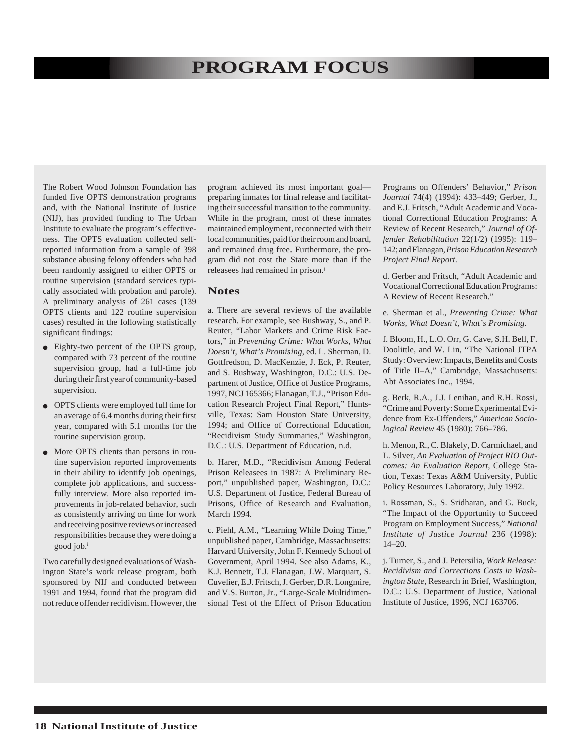# PROGRAM FOCUS

The Robert Wood Johnson Foundation has funded five OPTS demonstration programs and, with the National Institute of Justice (NIJ), has provided funding to The Urban Institute to evaluate the program's effectiveness. The OPTS evaluation collected self-reported information from a sample of 398 substance abusing felony offenders who had been randomly assigned to either OPTS or routine supervision (standard services typically associated with probation and parole). A preliminary analysis of 261 cases (139 OPTS clients and 122 routine supervision cases) resulted in the following statistically significant findings:

- Eighty-two percent of the OPTS group, compared with 73 percent of the routine supervision group, had a full-time job during their first year of community-based supervision.
- OPTS clients were employed full time for an average of 6.4 months during their first year, compared with 5.1 months for the routine supervision group.
- More OPTS clients than persons in routine supervision reported improvements in their ability to identify job openings, complete job applications, and successfully interview. More also reported improvements in job-related behavior, such as consistently arriving on time for work and receiving positive reviews or increased responsibilities because they were doing a good job.[i]

Two carefully designed evaluations of Washington State's work release program, both sponsored by NIJ and conducted between 1991 and 1994, found that the program did not reduce offender recidivism. However, the program achieved its most important goal—preparing inmates for final release and facilitating their successful transition to the community. While in the program, most of these inmates maintained employment, reconnected with their local communities, paid for their room and board, and remained drug free. Furthermore, the program did not cost the State more than if the releasees had remained in prison.[j]

## Notes

a. There are several reviews of the available research. For example, see Bushway, S., and P. Reuter, "Labor Markets and Crime Risk Factors," in *Preventing Crime: What Works, What Doesn't, What's Promising*, ed. L. Sherman, D. Gottfredson, D. MacKenzie, J. Eck, P. Reuter, and S. Bushway, Washington, D.C.: U.S. Department of Justice, Office of Justice Programs, 1997, NCJ 165366; Flanagan, T.J., "Prison Education Research Project Final Report," Huntsville, Texas: Sam Houston State University, 1994; and Office of Correctional Education, "Recidivism Study Summaries," Washington, D.C.: U.S. Department of Education, n.d.

b. Harer, M.D., "Recidivism Among Federal Prison Releasees in 1987: A Preliminary Report," unpublished paper, Washington, D.C.: U.S. Department of Justice, Federal Bureau of Prisons, Office of Research and Evaluation, March 1994.

c. Piehl, A.M., "Learning While Doing Time," unpublished paper, Cambridge, Massachusetts: Harvard University, John F. Kennedy School of Government, April 1994. See also Adams, K., K.J. Bennett, T.J. Flanagan, J.W. Marquart, S. Cuvelier, E.J. Fritsch, J. Gerber, D.R. Longmire, and V.S. Burton, Jr., "Large-Scale Multidimensional Test of the Effect of Prison Education Programs on Offenders' Behavior," *Prison Journal* 74(4) (1994): 433–449; Gerber, J., and E.J. Fritsch, "Adult Academic and Vocational Correctional Education Programs: A Review of Recent Research," *Journal of Offender Rehabilitation* 22(1/2) (1995): 119–142; and Flanagan, *Prison Education Research Project Final Report*.

d. Gerber and Fritsch, "Adult Academic and Vocational Correctional Education Programs: A Review of Recent Research."

e. Sherman et al., *Preventing Crime: What Works, What Doesn't, What's Promising*.

f. Bloom, H., L.O. Orr, G. Cave, S.H. Bell, F. Doolittle, and W. Lin, "The National JTPA Study: Overview: Impacts, Benefits and Costs of Title II–A," Cambridge, Massachusetts: Abt Associates Inc., 1994.

g. Berk, R.A., J.J. Lenihan, and R.H. Rossi, "Crime and Poverty: Some Experimental Evidence from Ex-Offenders," *American Sociological Review* 45 (1980): 766–786.

h. Menon, R., C. Blakely, D. Carmichael, and L. Silver, *An Evaluation of Project RIO Outcomes: An Evaluation Report*, College Station, Texas: Texas A&M University, Public Policy Resources Laboratory, July 1992.

i. Rossman, S., S. Sridharan, and G. Buck, "The Impact of the Opportunity to Succeed Program on Employment Success," *National Institute of Justice Journal* 236 (1998): 14–20.

j. Turner, S., and J. Petersilia, *Work Release: Recidivism and Corrections Costs in Washington State*, Research in Brief, Washington, D.C.: U.S. Department of Justice, National Institute of Justice, 1996, NCJ 163706.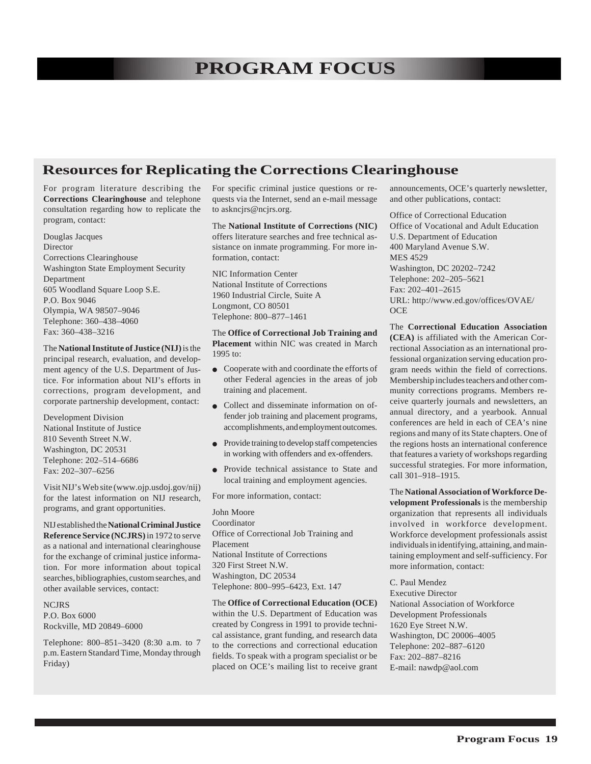# PROGRAM FOCUS

## Resources for Replicating the Corrections Clearinghouse

For program literature describing the **Corrections Clearinghouse** and telephone consultation regarding how to replicate the program, contact:

Douglas Jacques
Director
Corrections Clearinghouse
Washington State Employment Security Department
605 Woodland Square Loop S.E.
P.O. Box 9046
Olympia, WA 98507–9046
Telephone: 360–438–4060
Fax: 360–438–3216

The **National Institute of Justice (NIJ)** is the principal research, evaluation, and development agency of the U.S. Department of Justice. For information about NIJ's efforts in corrections, program development, and corporate partnership development, contact:

Development Division
National Institute of Justice
810 Seventh Street N.W.
Washington, DC 20531
Telephone: 202–514–6686
Fax: 202–307–6256

Visit NIJ's Web site (www.ojp.usdoj.gov/nij) for the latest information on NIJ research, programs, and grant opportunities.

NIJ established the **National Criminal Justice Reference Service (NCJRS)** in 1972 to serve as a national and international clearinghouse for the exchange of criminal justice information. For more information about topical searches, bibliographies, custom searches, and other available services, contact:

NCJRS
P.O. Box 6000
Rockville, MD 20849–6000

Telephone: 800–851–3420 (8:30 a.m. to 7 p.m. Eastern Standard Time, Monday through Friday)

For specific criminal justice questions or requests via the Internet, send an e-mail message to askncjrs@ncjrs.org.

The **National Institute of Corrections (NIC)** offers literature searches and free technical assistance on inmate programming. For more information, contact:

NIC Information Center
National Institute of Corrections
1960 Industrial Circle, Suite A
Longmont, CO 80501
Telephone: 800–877–1461

The **Office of Correctional Job Training and Placement** within NIC was created in March 1995 to:

- Cooperate with and coordinate the efforts of other Federal agencies in the areas of job training and placement.
- Collect and disseminate information on offender job training and placement programs, accomplishments, and employment outcomes.
- Provide training to develop staff competencies in working with offenders and ex-offenders.
- Provide technical assistance to State and local training and employment agencies.

For more information, contact:

John Moore
Coordinator
Office of Correctional Job Training and Placement
National Institute of Corrections
320 First Street N.W.
Washington, DC 20534
Telephone: 800–995–6423, Ext. 147

The **Office of Correctional Education (OCE)** within the U.S. Department of Education was created by Congress in 1991 to provide technical assistance, grant funding, and research data to the corrections and correctional education fields. To speak with a program specialist or be placed on OCE's mailing list to receive grant announcements, OCE's quarterly newsletter, and other publications, contact:

Office of Correctional Education
Office of Vocational and Adult Education
U.S. Department of Education
400 Maryland Avenue S.W.
MES 4529
Washington, DC 20202–7242
Telephone: 202–205–5621
Fax: 202–401–2615
URL: http://www.ed.gov/offices/OVAE/OCE

The **Correctional Education Association (CEA)** is affiliated with the American Correctional Association as an international professional organization serving education program needs within the field of corrections. Membership includes teachers and other community corrections programs. Members receive quarterly journals and newsletters, an annual directory, and a yearbook. Annual conferences are held in each of CEA's nine regions and many of its State chapters. One of the regions hosts an international conference that features a variety of workshops regarding successful strategies. For more information, call 301–918–1915.

The **National Association of Workforce Development Professionals** is the membership organization that represents all individuals involved in workforce development. Workforce development professionals assist individuals in identifying, attaining, and maintaining employment and self-sufficiency. For more information, contact:

C. Paul Mendez
Executive Director
National Association of Workforce Development Professionals
1620 Eye Street N.W.
Washington, DC 20006–4005
Telephone: 202–887–6120
Fax: 202–887–8216
E-mail: nawdp@aol.com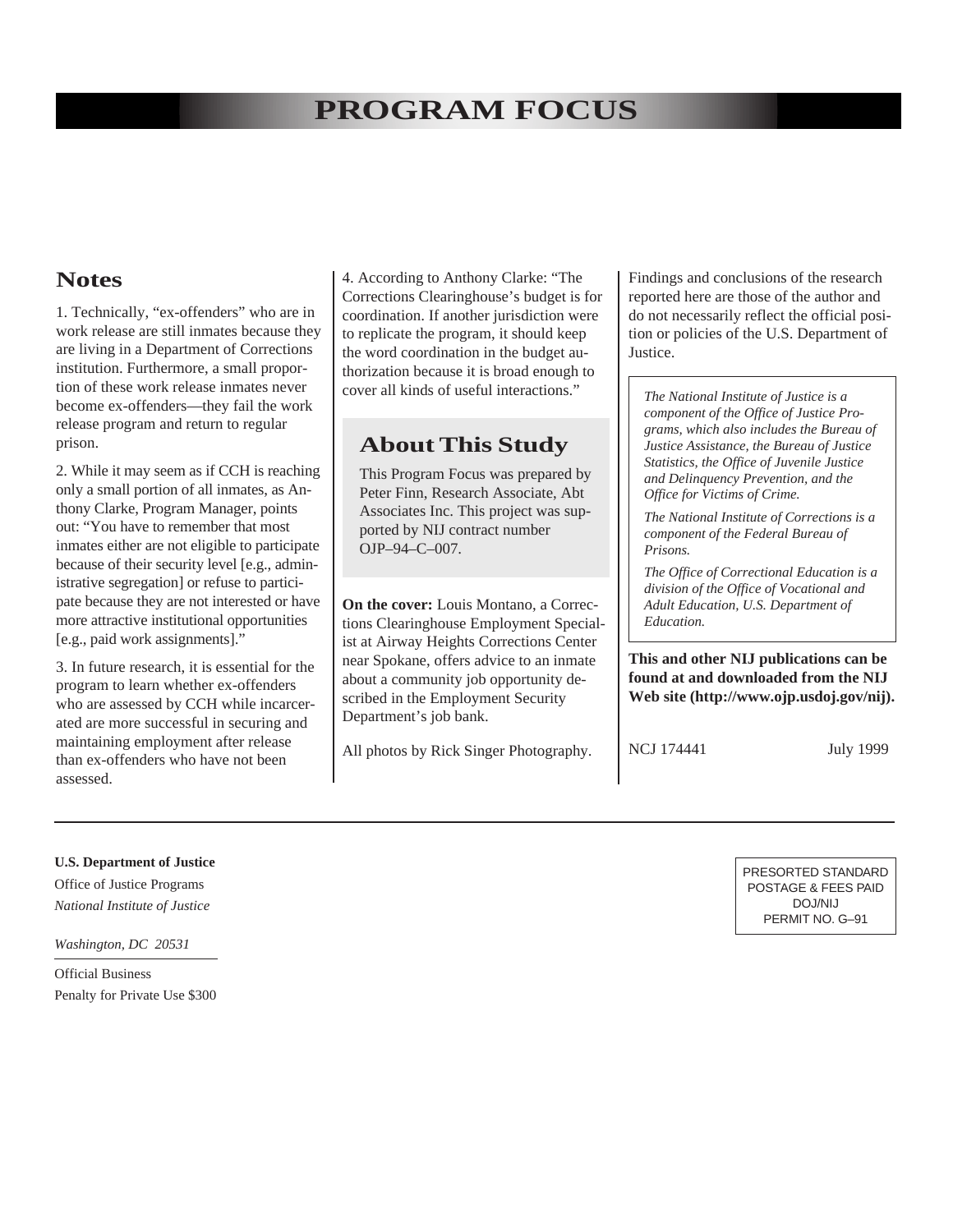# PROGRAM FOCUS

## Notes

1. Technically, "ex-offenders" who are in work release are still inmates because they are living in a Department of Corrections institution. Furthermore, a small proportion of these work release inmates never become ex-offenders—they fail the work release program and return to regular prison.

2. While it may seem as if CCH is reaching only a small portion of all inmates, as Anthony Clarke, Program Manager, points out: "You have to remember that most inmates either are not eligible to participate because of their security level [e.g., administrative segregation] or refuse to participate because they are not interested or have more attractive institutional opportunities [e.g., paid work assignments]."

3. In future research, it is essential for the program to learn whether ex-offenders who are assessed by CCH while incarcerated are more successful in securing and maintaining employment after release than ex-offenders who have not been assessed.

4. According to Anthony Clarke: "The Corrections Clearinghouse's budget is for coordination. If another jurisdiction were to replicate the program, it should keep the word coordination in the budget authorization because it is broad enough to cover all kinds of useful interactions."

## About This Study

This Program Focus was prepared by Peter Finn, Research Associate, Abt Associates Inc. This project was supported by NIJ contract number OJP–94–C–007.

**On the cover:** Louis Montano, a Corrections Clearinghouse Employment Specialist at Airway Heights Corrections Center near Spokane, offers advice to an inmate about a community job opportunity described in the Employment Security Department's job bank.

All photos by Rick Singer Photography.

Findings and conclusions of the research reported here are those of the author and do not necessarily reflect the official position or policies of the U.S. Department of Justice.

*The National Institute of Justice is a component of the Office of Justice Programs, which also includes the Bureau of Justice Assistance, the Bureau of Justice Statistics, the Office of Juvenile Justice and Delinquency Prevention, and the Office for Victims of Crime.*

*The National Institute of Corrections is a component of the Federal Bureau of Prisons.*

*The Office of Correctional Education is a division of the Office of Vocational and Adult Education, U.S. Department of Education.*

**This and other NIJ publications can be found at and downloaded from the NIJ Web site (http://www.ojp.usdoj.gov/nij).**

NCJ 174441 July 1999

**U.S. Department of Justice**
Office of Justice Programs
*National Institute of Justice*

*Washington, DC 20531*

Official Business
Penalty for Private Use $300

PRESORTED STANDARD
POSTAGE & FEES PAID
DOJ/NIJ
PERMIT NO. G–91